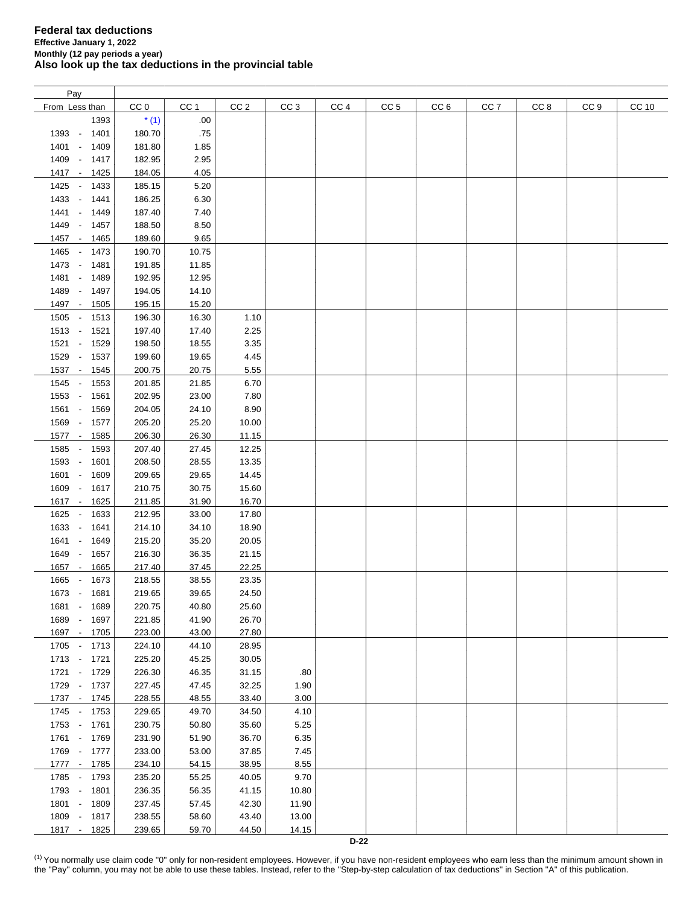**Federal tax deductions**
**Effective January 1, 2022**
**Monthly (12 pay periods a year)**
**Also look up the tax deductions in the provincial table**

| Pay | | | | | | | | | | | | |
|---|---|---|---|---|---|---|---|---|---|---|---|---|
| From Less than | CC 0 | CC 1 | CC 2 | CC 3 | CC 4 | CC 5 | CC 6 | CC 7 | CC 8 | CC 9 | CC 10 |
| 1393 | * (1) | .00 | | | | | | | | | |
| 1393 - 1401 | 180.70 | .75 | | | | | | | | | |
| 1401 - 1409 | 181.80 | 1.85 | | | | | | | | | |
| 1409 - 1417 | 182.95 | 2.95 | | | | | | | | | |
| 1417 - 1425 | 184.05 | 4.05 | | | | | | | | | |
| 1425 - 1433 | 185.15 | 5.20 | | | | | | | | | |
| 1433 - 1441 | 186.25 | 6.30 | | | | | | | | | |
| 1441 - 1449 | 187.40 | 7.40 | | | | | | | | | |
| 1449 - 1457 | 188.50 | 8.50 | | | | | | | | | |
| 1457 - 1465 | 189.60 | 9.65 | | | | | | | | | |
| 1465 - 1473 | 190.70 | 10.75 | | | | | | | | | |
| 1473 - 1481 | 191.85 | 11.85 | | | | | | | | | |
| 1481 - 1489 | 192.95 | 12.95 | | | | | | | | | |
| 1489 - 1497 | 194.05 | 14.10 | | | | | | | | | |
| 1497 - 1505 | 195.15 | 15.20 | | | | | | | | | |
| 1505 - 1513 | 196.30 | 16.30 | 1.10 | | | | | | | | |
| 1513 - 1521 | 197.40 | 17.40 | 2.25 | | | | | | | | |
| 1521 - 1529 | 198.50 | 18.55 | 3.35 | | | | | | | | |
| 1529 - 1537 | 199.60 | 19.65 | 4.45 | | | | | | | | |
| 1537 - 1545 | 200.75 | 20.75 | 5.55 | | | | | | | | |
| 1545 - 1553 | 201.85 | 21.85 | 6.70 | | | | | | | | |
| 1553 - 1561 | 202.95 | 23.00 | 7.80 | | | | | | | | |
| 1561 - 1569 | 204.05 | 24.10 | 8.90 | | | | | | | | |
| 1569 - 1577 | 205.20 | 25.20 | 10.00 | | | | | | | | |
| 1577 - 1585 | 206.30 | 26.30 | 11.15 | | | | | | | | |
| 1585 - 1593 | 207.40 | 27.45 | 12.25 | | | | | | | | |
| 1593 - 1601 | 208.50 | 28.55 | 13.35 | | | | | | | | |
| 1601 - 1609 | 209.65 | 29.65 | 14.45 | | | | | | | | |
| 1609 - 1617 | 210.75 | 30.75 | 15.60 | | | | | | | | |
| 1617 - 1625 | 211.85 | 31.90 | 16.70 | | | | | | | | |
| 1625 - 1633 | 212.95 | 33.00 | 17.80 | | | | | | | | |
| 1633 - 1641 | 214.10 | 34.10 | 18.90 | | | | | | | | |
| 1641 - 1649 | 215.20 | 35.20 | 20.05 | | | | | | | | |
| 1649 - 1657 | 216.30 | 36.35 | 21.15 | | | | | | | | |
| 1657 - 1665 | 217.40 | 37.45 | 22.25 | | | | | | | | |
| 1665 - 1673 | 218.55 | 38.55 | 23.35 | | | | | | | | |
| 1673 - 1681 | 219.65 | 39.65 | 24.50 | | | | | | | | |
| 1681 - 1689 | 220.75 | 40.80 | 25.60 | | | | | | | | |
| 1689 - 1697 | 221.85 | 41.90 | 26.70 | | | | | | | | |
| 1697 - 1705 | 223.00 | 43.00 | 27.80 | | | | | | | | |
| 1705 - 1713 | 224.10 | 44.10 | 28.95 | | | | | | | | |
| 1713 - 1721 | 225.20 | 45.25 | 30.05 | | | | | | | | |
| 1721 - 1729 | 226.30 | 46.35 | 31.15 | .80 | | | | | | | |
| 1729 - 1737 | 227.45 | 47.45 | 32.25 | 1.90 | | | | | | | |
| 1737 - 1745 | 228.55 | 48.55 | 33.40 | 3.00 | | | | | | | |
| 1745 - 1753 | 229.65 | 49.70 | 34.50 | 4.10 | | | | | | | |
| 1753 - 1761 | 230.75 | 50.80 | 35.60 | 5.25 | | | | | | | |
| 1761 - 1769 | 231.90 | 51.90 | 36.70 | 6.35 | | | | | | | |
| 1769 - 1777 | 233.00 | 53.00 | 37.85 | 7.45 | | | | | | | |
| 1777 - 1785 | 234.10 | 54.15 | 38.95 | 8.55 | | | | | | | |
| 1785 - 1793 | 235.20 | 55.25 | 40.05 | 9.70 | | | | | | | |
| 1793 - 1801 | 236.35 | 56.35 | 41.15 | 10.80 | | | | | | | |
| 1801 - 1809 | 237.45 | 57.45 | 42.30 | 11.90 | | | | | | | |
| 1809 - 1817 | 238.55 | 58.60 | 43.40 | 13.00 | | | | | | | |
| 1817 - 1825 | 239.65 | 59.70 | 44.50 | 14.15 | | | | | | | |

(1) You normally use claim code "0" only for non-resident employees. However, if you have non-resident employees who earn less than the minimum amount shown in the "Pay" column, you may not be able to use these tables. Instead, refer to the "Step-by-step calculation of tax deductions" in Section "A" of this publication.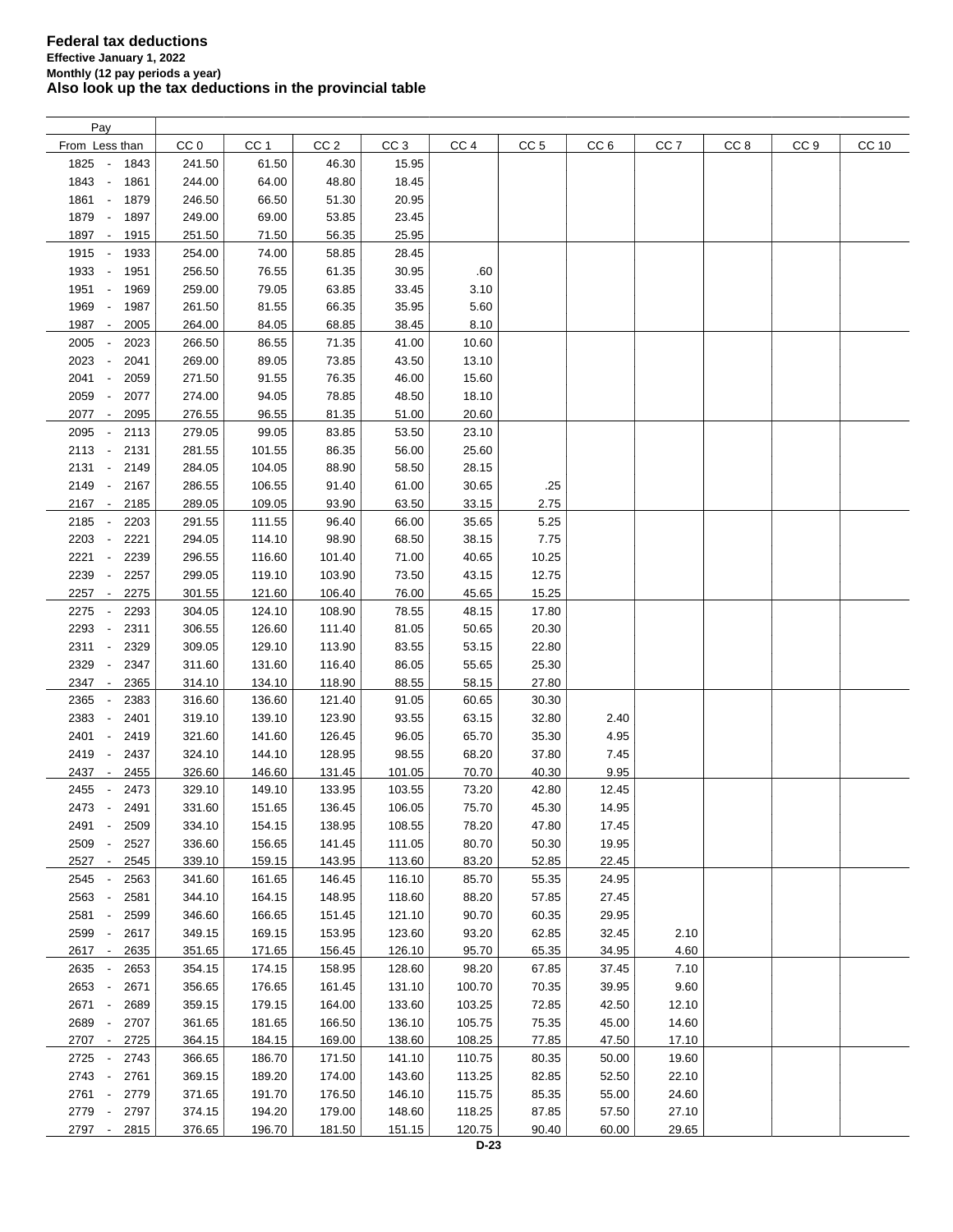**Federal tax deductions**
**Effective January 1, 2022**
**Monthly (12 pay periods a year)**
**Also look up the tax deductions in the provincial table**

| Pay From - Less than | CC 0 | CC 1 | CC 2 | CC 3 | CC 4 | CC 5 | CC 6 | CC 7 | CC 8 | CC 9 | CC 10 |
|---|---|---|---|---|---|---|---|---|---|---|---|
| 1825 - 1843 | 241.50 | 61.50 | 46.30 | 15.95 | | | | | | | |
| 1843 - 1861 | 244.00 | 64.00 | 48.80 | 18.45 | | | | | | | |
| 1861 - 1879 | 246.50 | 66.50 | 51.30 | 20.95 | | | | | | | |
| 1879 - 1897 | 249.00 | 69.00 | 53.85 | 23.45 | | | | | | | |
| 1897 - 1915 | 251.50 | 71.50 | 56.35 | 25.95 | | | | | | | |
| 1915 - 1933 | 254.00 | 74.00 | 58.85 | 28.45 | | | | | | | |
| 1933 - 1951 | 256.50 | 76.55 | 61.35 | 30.95 | .60 | | | | | | |
| 1951 - 1969 | 259.00 | 79.05 | 63.85 | 33.45 | 3.10 | | | | | | |
| 1969 - 1987 | 261.50 | 81.55 | 66.35 | 35.95 | 5.60 | | | | | | |
| 1987 - 2005 | 264.00 | 84.05 | 68.85 | 38.45 | 8.10 | | | | | | |
| 2005 - 2023 | 266.50 | 86.55 | 71.35 | 41.00 | 10.60 | | | | | | |
| 2023 - 2041 | 269.00 | 89.05 | 73.85 | 43.50 | 13.10 | | | | | | |
| 2041 - 2059 | 271.50 | 91.55 | 76.35 | 46.00 | 15.60 | | | | | | |
| 2059 - 2077 | 274.00 | 94.05 | 78.85 | 48.50 | 18.10 | | | | | | |
| 2077 - 2095 | 276.55 | 96.55 | 81.35 | 51.00 | 20.60 | | | | | | |
| 2095 - 2113 | 279.05 | 99.05 | 83.85 | 53.50 | 23.10 | | | | | | |
| 2113 - 2131 | 281.55 | 101.55 | 86.35 | 56.00 | 25.60 | | | | | | |
| 2131 - 2149 | 284.05 | 104.05 | 88.90 | 58.50 | 28.15 | | | | | | |
| 2149 - 2167 | 286.55 | 106.55 | 91.40 | 61.00 | 30.65 | .25 | | | | | |
| 2167 - 2185 | 289.05 | 109.05 | 93.90 | 63.50 | 33.15 | 2.75 | | | | | |
| 2185 - 2203 | 291.55 | 111.55 | 96.40 | 66.00 | 35.65 | 5.25 | | | | | |
| 2203 - 2221 | 294.05 | 114.10 | 98.90 | 68.50 | 38.15 | 7.75 | | | | | |
| 2221 - 2239 | 296.55 | 116.60 | 101.40 | 71.00 | 40.65 | 10.25 | | | | | |
| 2239 - 2257 | 299.05 | 119.10 | 103.90 | 73.50 | 43.15 | 12.75 | | | | | |
| 2257 - 2275 | 301.55 | 121.60 | 106.40 | 76.00 | 45.65 | 15.25 | | | | | |
| 2275 - 2293 | 304.05 | 124.10 | 108.90 | 78.55 | 48.15 | 17.80 | | | | | |
| 2293 - 2311 | 306.55 | 126.60 | 111.40 | 81.05 | 50.65 | 20.30 | | | | | |
| 2311 - 2329 | 309.05 | 129.10 | 113.90 | 83.55 | 53.15 | 22.80 | | | | | |
| 2329 - 2347 | 311.60 | 131.60 | 116.40 | 86.05 | 55.65 | 25.30 | | | | | |
| 2347 - 2365 | 314.10 | 134.10 | 118.90 | 88.55 | 58.15 | 27.80 | | | | | |
| 2365 - 2383 | 316.60 | 136.60 | 121.40 | 91.05 | 60.65 | 30.30 | | | | | |
| 2383 - 2401 | 319.10 | 139.10 | 123.90 | 93.55 | 63.15 | 32.80 | 2.40 | | | | |
| 2401 - 2419 | 321.60 | 141.60 | 126.45 | 96.05 | 65.70 | 35.30 | 4.95 | | | | |
| 2419 - 2437 | 324.10 | 144.10 | 128.95 | 98.55 | 68.20 | 37.80 | 7.45 | | | | |
| 2437 - 2455 | 326.60 | 146.60 | 131.45 | 101.05 | 70.70 | 40.30 | 9.95 | | | | |
| 2455 - 2473 | 329.10 | 149.10 | 133.95 | 103.55 | 73.20 | 42.80 | 12.45 | | | | |
| 2473 - 2491 | 331.60 | 151.65 | 136.45 | 106.05 | 75.70 | 45.30 | 14.95 | | | | |
| 2491 - 2509 | 334.10 | 154.15 | 138.95 | 108.55 | 78.20 | 47.80 | 17.45 | | | | |
| 2509 - 2527 | 336.60 | 156.65 | 141.45 | 111.05 | 80.70 | 50.30 | 19.95 | | | | |
| 2527 - 2545 | 339.10 | 159.15 | 143.95 | 113.60 | 83.20 | 52.85 | 22.45 | | | | |
| 2545 - 2563 | 341.60 | 161.65 | 146.45 | 116.10 | 85.70 | 55.35 | 24.95 | | | | |
| 2563 - 2581 | 344.10 | 164.15 | 148.95 | 118.60 | 88.20 | 57.85 | 27.45 | | | | |
| 2581 - 2599 | 346.60 | 166.65 | 151.45 | 121.10 | 90.70 | 60.35 | 29.95 | | | | |
| 2599 - 2617 | 349.15 | 169.15 | 153.95 | 123.60 | 93.20 | 62.85 | 32.45 | 2.10 | | | |
| 2617 - 2635 | 351.65 | 171.65 | 156.45 | 126.10 | 95.70 | 65.35 | 34.95 | 4.60 | | | |
| 2635 - 2653 | 354.15 | 174.15 | 158.95 | 128.60 | 98.20 | 67.85 | 37.45 | 7.10 | | | |
| 2653 - 2671 | 356.65 | 176.65 | 161.45 | 131.10 | 100.70 | 70.35 | 39.95 | 9.60 | | | |
| 2671 - 2689 | 359.15 | 179.15 | 164.00 | 133.60 | 103.25 | 72.85 | 42.50 | 12.10 | | | |
| 2689 - 2707 | 361.65 | 181.65 | 166.50 | 136.10 | 105.75 | 75.35 | 45.00 | 14.60 | | | |
| 2707 - 2725 | 364.15 | 184.15 | 169.00 | 138.60 | 108.25 | 77.85 | 47.50 | 17.10 | | | |
| 2725 - 2743 | 366.65 | 186.70 | 171.50 | 141.10 | 110.75 | 80.35 | 50.00 | 19.60 | | | |
| 2743 - 2761 | 369.15 | 189.20 | 174.00 | 143.60 | 113.25 | 82.85 | 52.50 | 22.10 | | | |
| 2761 - 2779 | 371.65 | 191.70 | 176.50 | 146.10 | 115.75 | 85.35 | 55.00 | 24.60 | | | |
| 2779 - 2797 | 374.15 | 194.20 | 179.00 | 148.60 | 118.25 | 87.85 | 57.50 | 27.10 | | | |
| 2797 - 2815 | 376.65 | 196.70 | 181.50 | 151.15 | 120.75 | 90.40 | 60.00 | 29.65 | | | |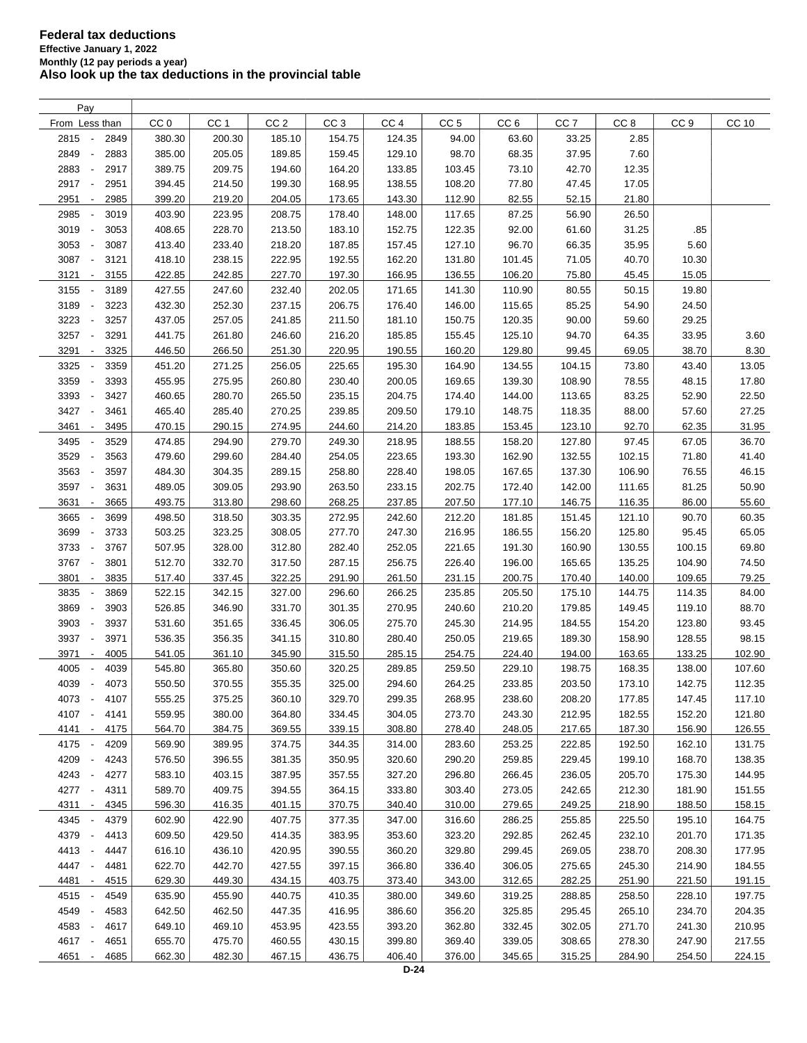# Federal tax deductions

**Effective January 1, 2022**

**Monthly (12 pay periods a year)**

**Also look up the tax deductions in the provincial table**

| Pay From | Less than | CC 0 | CC 1 | CC 2 | CC 3 | CC 4 | CC 5 | CC 6 | CC 7 | CC 8 | CC 9 | CC 10 |
|---|---|---|---|---|---|---|---|---|---|---|---|---|
| 2815 | 2849 | 380.30 | 200.30 | 185.10 | 154.75 | 124.35 | 94.00 | 63.60 | 33.25 | 2.85 | | |
| 2849 | 2883 | 385.00 | 205.05 | 189.85 | 159.45 | 129.10 | 98.70 | 68.35 | 37.95 | 7.60 | | |
| 2883 | 2917 | 389.75 | 209.75 | 194.60 | 164.20 | 133.85 | 103.45 | 73.10 | 42.70 | 12.35 | | |
| 2917 | 2951 | 394.45 | 214.50 | 199.30 | 168.95 | 138.55 | 108.20 | 77.80 | 47.45 | 17.05 | | |
| 2951 | 2985 | 399.20 | 219.20 | 204.05 | 173.65 | 143.30 | 112.90 | 82.55 | 52.15 | 21.80 | | |
| 2985 | 3019 | 403.90 | 223.95 | 208.75 | 178.40 | 148.00 | 117.65 | 87.25 | 56.90 | 26.50 | | |
| 3019 | 3053 | 408.65 | 228.70 | 213.50 | 183.10 | 152.75 | 122.35 | 92.00 | 61.60 | 31.25 | .85 | |
| 3053 | 3087 | 413.40 | 233.40 | 218.20 | 187.85 | 157.45 | 127.10 | 96.70 | 66.35 | 35.95 | 5.60 | |
| 3087 | 3121 | 418.10 | 238.15 | 222.95 | 192.55 | 162.20 | 131.80 | 101.45 | 71.05 | 40.70 | 10.30 | |
| 3121 | 3155 | 422.85 | 242.85 | 227.70 | 197.30 | 166.95 | 136.55 | 106.20 | 75.80 | 45.45 | 15.05 | |
| 3155 | 3189 | 427.55 | 247.60 | 232.40 | 202.05 | 171.65 | 141.30 | 110.90 | 80.55 | 50.15 | 19.80 | |
| 3189 | 3223 | 432.30 | 252.30 | 237.15 | 206.75 | 176.40 | 146.00 | 115.65 | 85.25 | 54.90 | 24.50 | |
| 3223 | 3257 | 437.05 | 257.05 | 241.85 | 211.50 | 181.10 | 150.75 | 120.35 | 90.00 | 59.60 | 29.25 | |
| 3257 | 3291 | 441.75 | 261.80 | 246.60 | 216.20 | 185.85 | 155.45 | 125.10 | 94.70 | 64.35 | 33.95 | 3.60 |
| 3291 | 3325 | 446.50 | 266.50 | 251.30 | 220.95 | 190.55 | 160.20 | 129.80 | 99.45 | 69.05 | 38.70 | 8.30 |
| 3325 | 3359 | 451.20 | 271.25 | 256.05 | 225.65 | 195.30 | 164.90 | 134.55 | 104.15 | 73.80 | 43.40 | 13.05 |
| 3359 | 3393 | 455.95 | 275.95 | 260.80 | 230.40 | 200.05 | 169.65 | 139.30 | 108.90 | 78.55 | 48.15 | 17.80 |
| 3393 | 3427 | 460.65 | 280.70 | 265.50 | 235.15 | 204.75 | 174.40 | 144.00 | 113.65 | 83.25 | 52.90 | 22.50 |
| 3427 | 3461 | 465.40 | 285.40 | 270.25 | 239.85 | 209.50 | 179.10 | 148.75 | 118.35 | 88.00 | 57.60 | 27.25 |
| 3461 | 3495 | 470.15 | 290.15 | 274.95 | 244.60 | 214.20 | 183.85 | 153.45 | 123.10 | 92.70 | 62.35 | 31.95 |
| 3495 | 3529 | 474.85 | 294.90 | 279.70 | 249.30 | 218.95 | 188.55 | 158.20 | 127.80 | 97.45 | 67.05 | 36.70 |
| 3529 | 3563 | 479.60 | 299.60 | 284.40 | 254.05 | 223.65 | 193.30 | 162.90 | 132.55 | 102.15 | 71.80 | 41.40 |
| 3563 | 3597 | 484.30 | 304.35 | 289.15 | 258.80 | 228.40 | 198.05 | 167.65 | 137.30 | 106.90 | 76.55 | 46.15 |
| 3597 | 3631 | 489.05 | 309.05 | 293.90 | 263.50 | 233.15 | 202.75 | 172.40 | 142.00 | 111.65 | 81.25 | 50.90 |
| 3631 | 3665 | 493.75 | 313.80 | 298.60 | 268.25 | 237.85 | 207.50 | 177.10 | 146.75 | 116.35 | 86.00 | 55.60 |
| 3665 | 3699 | 498.50 | 318.50 | 303.35 | 272.95 | 242.60 | 212.20 | 181.85 | 151.45 | 121.10 | 90.70 | 60.35 |
| 3699 | 3733 | 503.25 | 323.25 | 308.05 | 277.70 | 247.30 | 216.95 | 186.55 | 156.20 | 125.80 | 95.45 | 65.05 |
| 3733 | 3767 | 507.95 | 328.00 | 312.80 | 282.40 | 252.05 | 221.65 | 191.30 | 160.90 | 130.55 | 100.15 | 69.80 |
| 3767 | 3801 | 512.70 | 332.70 | 317.50 | 287.15 | 256.75 | 226.40 | 196.00 | 165.65 | 135.25 | 104.90 | 74.50 |
| 3801 | 3835 | 517.40 | 337.45 | 322.25 | 291.90 | 261.50 | 231.15 | 200.75 | 170.40 | 140.00 | 109.65 | 79.25 |
| 3835 | 3869 | 522.15 | 342.15 | 327.00 | 296.60 | 266.25 | 235.85 | 205.50 | 175.10 | 144.75 | 114.35 | 84.00 |
| 3869 | 3903 | 526.85 | 346.90 | 331.70 | 301.35 | 270.95 | 240.60 | 210.20 | 179.85 | 149.45 | 119.10 | 88.70 |
| 3903 | 3937 | 531.60 | 351.65 | 336.45 | 306.05 | 275.70 | 245.30 | 214.95 | 184.55 | 154.20 | 123.80 | 93.45 |
| 3937 | 3971 | 536.35 | 356.35 | 341.15 | 310.80 | 280.40 | 250.05 | 219.65 | 189.30 | 158.90 | 128.55 | 98.15 |
| 3971 | 4005 | 541.05 | 361.10 | 345.90 | 315.50 | 285.15 | 254.75 | 224.40 | 194.00 | 163.65 | 133.25 | 102.90 |
| 4005 | 4039 | 545.80 | 365.80 | 350.60 | 320.25 | 289.85 | 259.50 | 229.10 | 198.75 | 168.35 | 138.00 | 107.60 |
| 4039 | 4073 | 550.50 | 370.55 | 355.35 | 325.00 | 294.60 | 264.25 | 233.85 | 203.50 | 173.10 | 142.75 | 112.35 |
| 4073 | 4107 | 555.25 | 375.25 | 360.10 | 329.70 | 299.35 | 268.95 | 238.60 | 208.20 | 177.85 | 147.45 | 117.10 |
| 4107 | 4141 | 559.95 | 380.00 | 364.80 | 334.45 | 304.05 | 273.70 | 243.30 | 212.95 | 182.55 | 152.20 | 121.80 |
| 4141 | 4175 | 564.70 | 384.75 | 369.55 | 339.15 | 308.80 | 278.40 | 248.05 | 217.65 | 187.30 | 156.90 | 126.55 |
| 4175 | 4209 | 569.90 | 389.95 | 374.75 | 344.35 | 314.00 | 283.60 | 253.25 | 222.85 | 192.50 | 162.10 | 131.75 |
| 4209 | 4243 | 576.50 | 396.55 | 381.35 | 350.95 | 320.60 | 290.20 | 259.85 | 229.45 | 199.10 | 168.70 | 138.35 |
| 4243 | 4277 | 583.10 | 403.15 | 387.95 | 357.55 | 327.20 | 296.80 | 266.45 | 236.05 | 205.70 | 175.30 | 144.95 |
| 4277 | 4311 | 589.70 | 409.75 | 394.55 | 364.15 | 333.80 | 303.40 | 273.05 | 242.65 | 212.30 | 181.90 | 151.55 |
| 4311 | 4345 | 596.30 | 416.35 | 401.15 | 370.75 | 340.40 | 310.00 | 279.65 | 249.25 | 218.90 | 188.50 | 158.15 |
| 4345 | 4379 | 602.90 | 422.90 | 407.75 | 377.35 | 347.00 | 316.60 | 286.25 | 255.85 | 225.50 | 195.10 | 164.75 |
| 4379 | 4413 | 609.50 | 429.50 | 414.35 | 383.95 | 353.60 | 323.20 | 292.85 | 262.45 | 232.10 | 201.70 | 171.35 |
| 4413 | 4447 | 616.10 | 436.10 | 420.95 | 390.55 | 360.20 | 329.80 | 299.45 | 269.05 | 238.70 | 208.30 | 177.95 |
| 4447 | 4481 | 622.70 | 442.70 | 427.55 | 397.15 | 366.80 | 336.40 | 306.05 | 275.65 | 245.30 | 214.90 | 184.55 |
| 4481 | 4515 | 629.30 | 449.30 | 434.15 | 403.75 | 373.40 | 343.00 | 312.65 | 282.25 | 251.90 | 221.50 | 191.15 |
| 4515 | 4549 | 635.90 | 455.90 | 440.75 | 410.35 | 380.00 | 349.60 | 319.25 | 288.85 | 258.50 | 228.10 | 197.75 |
| 4549 | 4583 | 642.50 | 462.50 | 447.35 | 416.95 | 386.60 | 356.20 | 325.85 | 295.45 | 265.10 | 234.70 | 204.35 |
| 4583 | 4617 | 649.10 | 469.10 | 453.95 | 423.55 | 393.20 | 362.80 | 332.45 | 302.05 | 271.70 | 241.30 | 210.95 |
| 4617 | 4651 | 655.70 | 475.70 | 460.55 | 430.15 | 399.80 | 369.40 | 339.05 | 308.65 | 278.30 | 247.90 | 217.55 |
| 4651 | 4685 | 662.30 | 482.30 | 467.15 | 436.75 | 406.40 | 376.00 | 345.65 | 315.25 | 284.90 | 254.50 | 224.15 |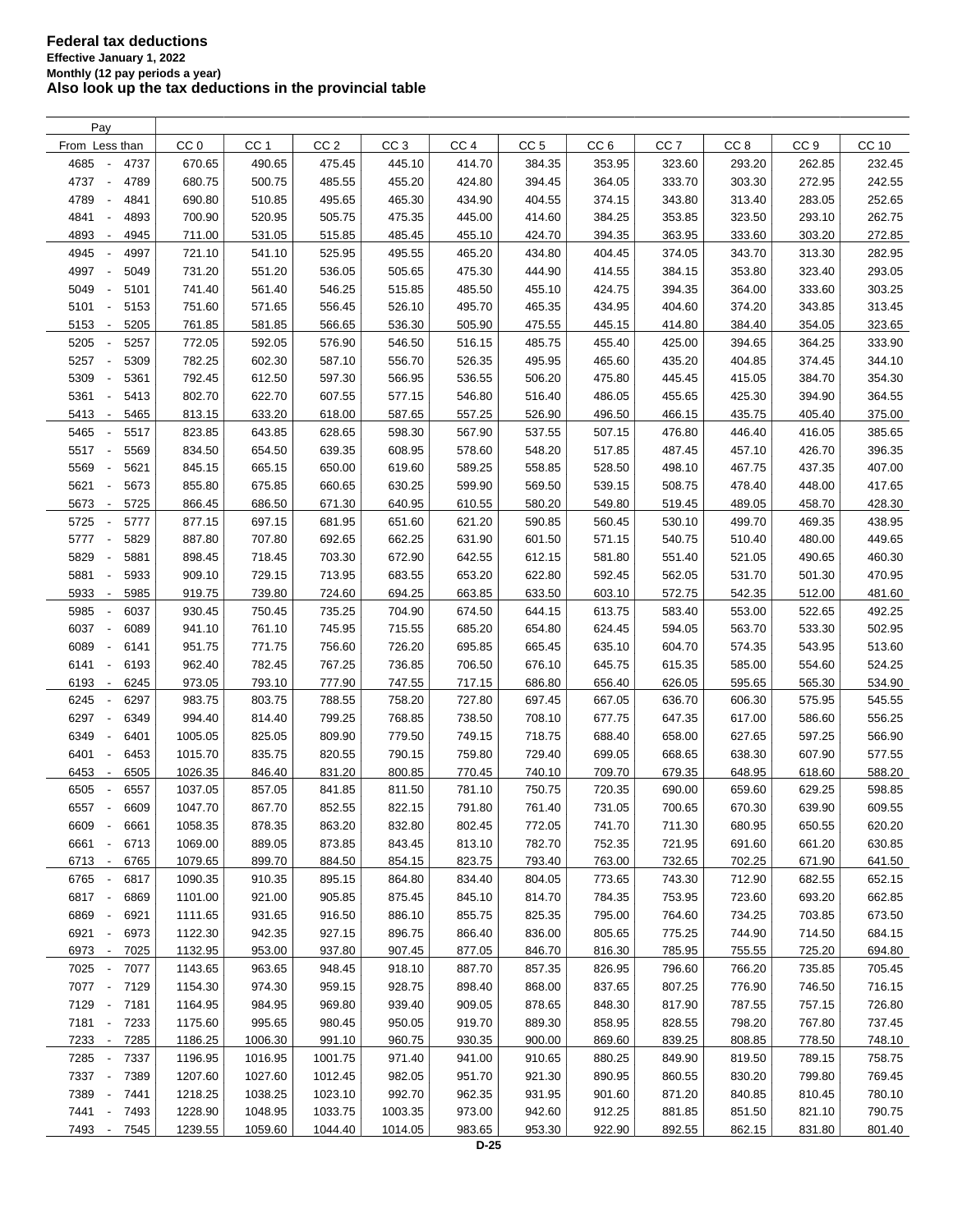# Federal tax deductions

**Effective January 1, 2022**
**Monthly (12 pay periods a year)**
**Also look up the tax deductions in the provincial table**

| Pay From | Less than | CC 0 | CC 1 | CC 2 | CC 3 | CC 4 | CC 5 | CC 6 | CC 7 | CC 8 | CC 9 | CC 10 |
|---|---|---|---|---|---|---|---|---|---|---|---|---|
| 4685 | 4737 | 670.65 | 490.65 | 475.45 | 445.10 | 414.70 | 384.35 | 353.95 | 323.60 | 293.20 | 262.85 | 232.45 |
| 4737 | 4789 | 680.75 | 500.75 | 485.55 | 455.20 | 424.80 | 394.45 | 364.05 | 333.70 | 303.30 | 272.95 | 242.55 |
| 4789 | 4841 | 690.80 | 510.85 | 495.65 | 465.30 | 434.90 | 404.55 | 374.15 | 343.80 | 313.40 | 283.05 | 252.65 |
| 4841 | 4893 | 700.90 | 520.95 | 505.75 | 475.35 | 445.00 | 414.60 | 384.25 | 353.85 | 323.50 | 293.10 | 262.75 |
| 4893 | 4945 | 711.00 | 531.05 | 515.85 | 485.45 | 455.10 | 424.70 | 394.35 | 363.95 | 333.60 | 303.20 | 272.85 |
| 4945 | 4997 | 721.10 | 541.10 | 525.95 | 495.55 | 465.20 | 434.80 | 404.45 | 374.05 | 343.70 | 313.30 | 282.95 |
| 4997 | 5049 | 731.20 | 551.20 | 536.05 | 505.65 | 475.30 | 444.90 | 414.55 | 384.15 | 353.80 | 323.40 | 293.05 |
| 5049 | 5101 | 741.40 | 561.40 | 546.25 | 515.85 | 485.50 | 455.10 | 424.75 | 394.35 | 364.00 | 333.60 | 303.25 |
| 5101 | 5153 | 751.60 | 571.65 | 556.45 | 526.10 | 495.70 | 465.35 | 434.95 | 404.60 | 374.20 | 343.85 | 313.45 |
| 5153 | 5205 | 761.85 | 581.85 | 566.65 | 536.30 | 505.90 | 475.55 | 445.15 | 414.80 | 384.40 | 354.05 | 323.65 |
| 5205 | 5257 | 772.05 | 592.05 | 576.90 | 546.50 | 516.15 | 485.75 | 455.40 | 425.00 | 394.65 | 364.25 | 333.90 |
| 5257 | 5309 | 782.25 | 602.30 | 587.10 | 556.70 | 526.35 | 495.95 | 465.60 | 435.20 | 404.85 | 374.45 | 344.10 |
| 5309 | 5361 | 792.45 | 612.50 | 597.30 | 566.95 | 536.55 | 506.20 | 475.80 | 445.45 | 415.05 | 384.70 | 354.30 |
| 5361 | 5413 | 802.70 | 622.70 | 607.55 | 577.15 | 546.80 | 516.40 | 486.05 | 455.65 | 425.30 | 394.90 | 364.55 |
| 5413 | 5465 | 813.15 | 633.20 | 618.00 | 587.65 | 557.25 | 526.90 | 496.50 | 466.15 | 435.75 | 405.40 | 375.00 |
| 5465 | 5517 | 823.85 | 643.85 | 628.65 | 598.30 | 567.90 | 537.55 | 507.15 | 476.80 | 446.40 | 416.05 | 385.65 |
| 5517 | 5569 | 834.50 | 654.50 | 639.35 | 608.95 | 578.60 | 548.20 | 517.85 | 487.45 | 457.10 | 426.70 | 396.35 |
| 5569 | 5621 | 845.15 | 665.15 | 650.00 | 619.60 | 589.25 | 558.85 | 528.50 | 498.10 | 467.75 | 437.35 | 407.00 |
| 5621 | 5673 | 855.80 | 675.85 | 660.65 | 630.25 | 599.90 | 569.50 | 539.15 | 508.75 | 478.40 | 448.00 | 417.65 |
| 5673 | 5725 | 866.45 | 686.50 | 671.30 | 640.95 | 610.55 | 580.20 | 549.80 | 519.45 | 489.05 | 458.70 | 428.30 |
| 5725 | 5777 | 877.15 | 697.15 | 681.95 | 651.60 | 621.20 | 590.85 | 560.45 | 530.10 | 499.70 | 469.35 | 438.95 |
| 5777 | 5829 | 887.80 | 707.80 | 692.65 | 662.25 | 631.90 | 601.50 | 571.15 | 540.75 | 510.40 | 480.00 | 449.65 |
| 5829 | 5881 | 898.45 | 718.45 | 703.30 | 672.90 | 642.55 | 612.15 | 581.80 | 551.40 | 521.05 | 490.65 | 460.30 |
| 5881 | 5933 | 909.10 | 729.15 | 713.95 | 683.55 | 653.20 | 622.80 | 592.45 | 562.05 | 531.70 | 501.30 | 470.95 |
| 5933 | 5985 | 919.75 | 739.80 | 724.60 | 694.25 | 663.85 | 633.50 | 603.10 | 572.75 | 542.35 | 512.00 | 481.60 |
| 5985 | 6037 | 930.45 | 750.45 | 735.25 | 704.90 | 674.50 | 644.15 | 613.75 | 583.40 | 553.00 | 522.65 | 492.25 |
| 6037 | 6089 | 941.10 | 761.10 | 745.95 | 715.55 | 685.20 | 654.80 | 624.45 | 594.05 | 563.70 | 533.30 | 502.95 |
| 6089 | 6141 | 951.75 | 771.75 | 756.60 | 726.20 | 695.85 | 665.45 | 635.10 | 604.70 | 574.35 | 543.95 | 513.60 |
| 6141 | 6193 | 962.40 | 782.45 | 767.25 | 736.85 | 706.50 | 676.10 | 645.75 | 615.35 | 585.00 | 554.60 | 524.25 |
| 6193 | 6245 | 973.05 | 793.10 | 777.90 | 747.55 | 717.15 | 686.80 | 656.40 | 626.05 | 595.65 | 565.30 | 534.90 |
| 6245 | 6297 | 983.75 | 803.75 | 788.55 | 758.20 | 727.80 | 697.45 | 667.05 | 636.70 | 606.30 | 575.95 | 545.55 |
| 6297 | 6349 | 994.40 | 814.40 | 799.25 | 768.85 | 738.50 | 708.10 | 677.75 | 647.35 | 617.00 | 586.60 | 556.25 |
| 6349 | 6401 | 1005.05 | 825.05 | 809.90 | 779.50 | 749.15 | 718.75 | 688.40 | 658.00 | 627.65 | 597.25 | 566.90 |
| 6401 | 6453 | 1015.70 | 835.75 | 820.55 | 790.15 | 759.80 | 729.40 | 699.05 | 668.65 | 638.30 | 607.90 | 577.55 |
| 6453 | 6505 | 1026.35 | 846.40 | 831.20 | 800.85 | 770.45 | 740.10 | 709.70 | 679.35 | 648.95 | 618.60 | 588.20 |
| 6505 | 6557 | 1037.05 | 857.05 | 841.85 | 811.50 | 781.10 | 750.75 | 720.35 | 690.00 | 659.60 | 629.25 | 598.85 |
| 6557 | 6609 | 1047.70 | 867.70 | 852.55 | 822.15 | 791.80 | 761.40 | 731.05 | 700.65 | 670.30 | 639.90 | 609.55 |
| 6609 | 6661 | 1058.35 | 878.35 | 863.20 | 832.80 | 802.45 | 772.05 | 741.70 | 711.30 | 680.95 | 650.55 | 620.20 |
| 6661 | 6713 | 1069.00 | 889.05 | 873.85 | 843.45 | 813.10 | 782.70 | 752.35 | 721.95 | 691.60 | 661.20 | 630.85 |
| 6713 | 6765 | 1079.65 | 899.70 | 884.50 | 854.15 | 823.75 | 793.40 | 763.00 | 732.65 | 702.25 | 671.90 | 641.50 |
| 6765 | 6817 | 1090.35 | 910.35 | 895.15 | 864.80 | 834.40 | 804.05 | 773.65 | 743.30 | 712.90 | 682.55 | 652.15 |
| 6817 | 6869 | 1101.00 | 921.00 | 905.85 | 875.45 | 845.10 | 814.70 | 784.35 | 753.95 | 723.60 | 693.20 | 662.85 |
| 6869 | 6921 | 1111.65 | 931.65 | 916.50 | 886.10 | 855.75 | 825.35 | 795.00 | 764.60 | 734.25 | 703.85 | 673.50 |
| 6921 | 6973 | 1122.30 | 942.35 | 927.15 | 896.75 | 866.40 | 836.00 | 805.65 | 775.25 | 744.90 | 714.50 | 684.15 |
| 6973 | 7025 | 1132.95 | 953.00 | 937.80 | 907.45 | 877.05 | 846.70 | 816.30 | 785.95 | 755.55 | 725.20 | 694.80 |
| 7025 | 7077 | 1143.65 | 963.65 | 948.45 | 918.10 | 887.70 | 857.35 | 826.95 | 796.60 | 766.20 | 735.85 | 705.45 |
| 7077 | 7129 | 1154.30 | 974.30 | 959.15 | 928.75 | 898.40 | 868.00 | 837.65 | 807.25 | 776.90 | 746.50 | 716.15 |
| 7129 | 7181 | 1164.95 | 984.95 | 969.80 | 939.40 | 909.05 | 878.65 | 848.30 | 817.90 | 787.55 | 757.15 | 726.80 |
| 7181 | 7233 | 1175.60 | 995.65 | 980.45 | 950.05 | 919.70 | 889.30 | 858.95 | 828.55 | 798.20 | 767.80 | 737.45 |
| 7233 | 7285 | 1186.25 | 1006.30 | 991.10 | 960.75 | 930.35 | 900.00 | 869.60 | 839.25 | 808.85 | 778.50 | 748.10 |
| 7285 | 7337 | 1196.95 | 1016.95 | 1001.75 | 971.40 | 941.00 | 910.65 | 880.25 | 849.90 | 819.50 | 789.15 | 758.75 |
| 7337 | 7389 | 1207.60 | 1027.60 | 1012.45 | 982.05 | 951.70 | 921.30 | 890.95 | 860.55 | 830.20 | 799.80 | 769.45 |
| 7389 | 7441 | 1218.25 | 1038.25 | 1023.10 | 992.70 | 962.35 | 931.95 | 901.60 | 871.20 | 840.85 | 810.45 | 780.10 |
| 7441 | 7493 | 1228.90 | 1048.95 | 1033.75 | 1003.35 | 973.00 | 942.60 | 912.25 | 881.85 | 851.50 | 821.10 | 790.75 |
| 7493 | 7545 | 1239.55 | 1059.60 | 1044.40 | 1014.05 | 983.65 | 953.30 | 922.90 | 892.55 | 862.15 | 831.80 | 801.40 |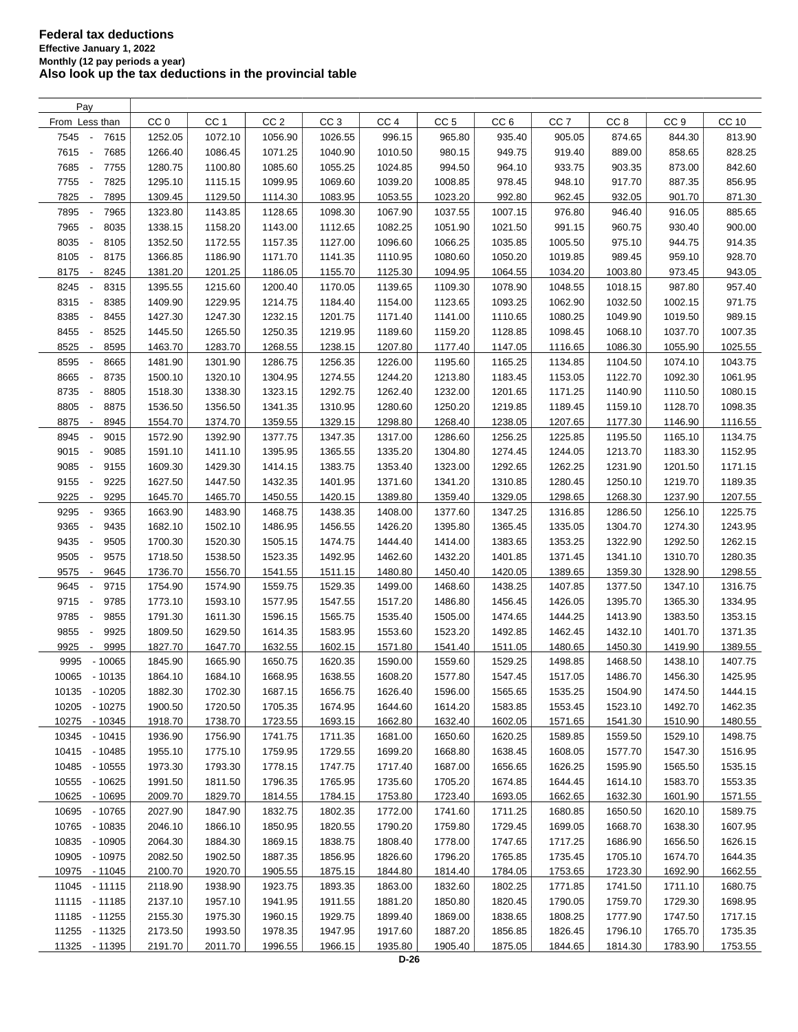# Federal tax deductions

**Effective January 1, 2022**

**Monthly (12 pay periods a year)**

**Also look up the tax deductions in the provincial table**

| Pay From | Less than | CC 0 | CC 1 | CC 2 | CC 3 | CC 4 | CC 5 | CC 6 | CC 7 | CC 8 | CC 9 | CC 10 |
|---|---|---|---|---|---|---|---|---|---|---|---|---|
| 7545 | 7615 | 1252.05 | 1072.10 | 1056.90 | 1026.55 | 996.15 | 965.80 | 935.40 | 905.05 | 874.65 | 844.30 | 813.90 |
| 7615 | 7685 | 1266.40 | 1086.45 | 1071.25 | 1040.90 | 1010.50 | 980.15 | 949.75 | 919.40 | 889.00 | 858.65 | 828.25 |
| 7685 | 7755 | 1280.75 | 1100.80 | 1085.60 | 1055.25 | 1024.85 | 994.50 | 964.10 | 933.75 | 903.35 | 873.00 | 842.60 |
| 7755 | 7825 | 1295.10 | 1115.15 | 1099.95 | 1069.60 | 1039.20 | 1008.85 | 978.45 | 948.10 | 917.70 | 887.35 | 856.95 |
| 7825 | 7895 | 1309.45 | 1129.50 | 1114.30 | 1083.95 | 1053.55 | 1023.20 | 992.80 | 962.45 | 932.05 | 901.70 | 871.30 |
| 7895 | 7965 | 1323.80 | 1143.85 | 1128.65 | 1098.30 | 1067.90 | 1037.55 | 1007.15 | 976.80 | 946.40 | 916.05 | 885.65 |
| 7965 | 8035 | 1338.15 | 1158.20 | 1143.00 | 1112.65 | 1082.25 | 1051.90 | 1021.50 | 991.15 | 960.75 | 930.40 | 900.00 |
| 8035 | 8105 | 1352.50 | 1172.55 | 1157.35 | 1127.00 | 1096.60 | 1066.25 | 1035.85 | 1005.50 | 975.10 | 944.75 | 914.35 |
| 8105 | 8175 | 1366.85 | 1186.90 | 1171.70 | 1141.35 | 1110.95 | 1080.60 | 1050.20 | 1019.85 | 989.45 | 959.10 | 928.70 |
| 8175 | 8245 | 1381.20 | 1201.25 | 1186.05 | 1155.70 | 1125.30 | 1094.95 | 1064.55 | 1034.20 | 1003.80 | 973.45 | 943.05 |
| 8245 | 8315 | 1395.55 | 1215.60 | 1200.40 | 1170.05 | 1139.65 | 1109.30 | 1078.90 | 1048.55 | 1018.15 | 987.80 | 957.40 |
| 8315 | 8385 | 1409.90 | 1229.95 | 1214.75 | 1184.40 | 1154.00 | 1123.65 | 1093.25 | 1062.90 | 1032.50 | 1002.15 | 971.75 |
| 8385 | 8455 | 1427.30 | 1247.30 | 1232.15 | 1201.75 | 1171.40 | 1141.00 | 1110.65 | 1080.25 | 1049.90 | 1019.50 | 989.15 |
| 8455 | 8525 | 1445.50 | 1265.50 | 1250.35 | 1219.95 | 1189.60 | 1159.20 | 1128.85 | 1098.45 | 1068.10 | 1037.70 | 1007.35 |
| 8525 | 8595 | 1463.70 | 1283.70 | 1268.55 | 1238.15 | 1207.80 | 1177.40 | 1147.05 | 1116.65 | 1086.30 | 1055.90 | 1025.55 |
| 8595 | 8665 | 1481.90 | 1301.90 | 1286.75 | 1256.35 | 1226.00 | 1195.60 | 1165.25 | 1134.85 | 1104.50 | 1074.10 | 1043.75 |
| 8665 | 8735 | 1500.10 | 1320.10 | 1304.95 | 1274.55 | 1244.20 | 1213.80 | 1183.45 | 1153.05 | 1122.70 | 1092.30 | 1061.95 |
| 8735 | 8805 | 1518.30 | 1338.30 | 1323.15 | 1292.75 | 1262.40 | 1232.00 | 1201.65 | 1171.25 | 1140.90 | 1110.50 | 1080.15 |
| 8805 | 8875 | 1536.50 | 1356.50 | 1341.35 | 1310.95 | 1280.60 | 1250.20 | 1219.85 | 1189.45 | 1159.10 | 1128.70 | 1098.35 |
| 8875 | 8945 | 1554.70 | 1374.70 | 1359.55 | 1329.15 | 1298.80 | 1268.40 | 1238.05 | 1207.65 | 1177.30 | 1146.90 | 1116.55 |
| 8945 | 9015 | 1572.90 | 1392.90 | 1377.75 | 1347.35 | 1317.00 | 1286.60 | 1256.25 | 1225.85 | 1195.50 | 1165.10 | 1134.75 |
| 9015 | 9085 | 1591.10 | 1411.10 | 1395.95 | 1365.55 | 1335.20 | 1304.80 | 1274.45 | 1244.05 | 1213.70 | 1183.30 | 1152.95 |
| 9085 | 9155 | 1609.30 | 1429.30 | 1414.15 | 1383.75 | 1353.40 | 1323.00 | 1292.65 | 1262.25 | 1231.90 | 1201.50 | 1171.15 |
| 9155 | 9225 | 1627.50 | 1447.50 | 1432.35 | 1401.95 | 1371.60 | 1341.20 | 1310.85 | 1280.45 | 1250.10 | 1219.70 | 1189.35 |
| 9225 | 9295 | 1645.70 | 1465.70 | 1450.55 | 1420.15 | 1389.80 | 1359.40 | 1329.05 | 1298.65 | 1268.30 | 1237.90 | 1207.55 |
| 9295 | 9365 | 1663.90 | 1483.90 | 1468.75 | 1438.35 | 1408.00 | 1377.60 | 1347.25 | 1316.85 | 1286.50 | 1256.10 | 1225.75 |
| 9365 | 9435 | 1682.10 | 1502.10 | 1486.95 | 1456.55 | 1426.20 | 1395.80 | 1365.45 | 1335.05 | 1304.70 | 1274.30 | 1243.95 |
| 9435 | 9505 | 1700.30 | 1520.30 | 1505.15 | 1474.75 | 1444.40 | 1414.00 | 1383.65 | 1353.25 | 1322.90 | 1292.50 | 1262.15 |
| 9505 | 9575 | 1718.50 | 1538.50 | 1523.35 | 1492.95 | 1462.60 | 1432.20 | 1401.85 | 1371.45 | 1341.10 | 1310.70 | 1280.35 |
| 9575 | 9645 | 1736.70 | 1556.70 | 1541.55 | 1511.15 | 1480.80 | 1450.40 | 1420.05 | 1389.65 | 1359.30 | 1328.90 | 1298.55 |
| 9645 | 9715 | 1754.90 | 1574.90 | 1559.75 | 1529.35 | 1499.00 | 1468.60 | 1438.25 | 1407.85 | 1377.50 | 1347.10 | 1316.75 |
| 9715 | 9785 | 1773.10 | 1593.10 | 1577.95 | 1547.55 | 1517.20 | 1486.80 | 1456.45 | 1426.05 | 1395.70 | 1365.30 | 1334.95 |
| 9785 | 9855 | 1791.30 | 1611.30 | 1596.15 | 1565.75 | 1535.40 | 1505.00 | 1474.65 | 1444.25 | 1413.90 | 1383.50 | 1353.15 |
| 9855 | 9925 | 1809.50 | 1629.50 | 1614.35 | 1583.95 | 1553.60 | 1523.20 | 1492.85 | 1462.45 | 1432.10 | 1401.70 | 1371.35 |
| 9925 | 9995 | 1827.70 | 1647.70 | 1632.55 | 1602.15 | 1571.80 | 1541.40 | 1511.05 | 1480.65 | 1450.30 | 1419.90 | 1389.55 |
| 9995 | 10065 | 1845.90 | 1665.90 | 1650.75 | 1620.35 | 1590.00 | 1559.60 | 1529.25 | 1498.85 | 1468.50 | 1438.10 | 1407.75 |
| 10065 | 10135 | 1864.10 | 1684.10 | 1668.95 | 1638.55 | 1608.20 | 1577.80 | 1547.45 | 1517.05 | 1486.70 | 1456.30 | 1425.95 |
| 10135 | 10205 | 1882.30 | 1702.30 | 1687.15 | 1656.75 | 1626.40 | 1596.00 | 1565.65 | 1535.25 | 1504.90 | 1474.50 | 1444.15 |
| 10205 | 10275 | 1900.50 | 1720.50 | 1705.35 | 1674.95 | 1644.60 | 1614.20 | 1583.85 | 1553.45 | 1523.10 | 1492.70 | 1462.35 |
| 10275 | 10345 | 1918.70 | 1738.70 | 1723.55 | 1693.15 | 1662.80 | 1632.40 | 1602.05 | 1571.65 | 1541.30 | 1510.90 | 1480.55 |
| 10345 | 10415 | 1936.90 | 1756.90 | 1741.75 | 1711.35 | 1681.00 | 1650.60 | 1620.25 | 1589.85 | 1559.50 | 1529.10 | 1498.75 |
| 10415 | 10485 | 1955.10 | 1775.10 | 1759.95 | 1729.55 | 1699.20 | 1668.80 | 1638.45 | 1608.05 | 1577.70 | 1547.30 | 1516.95 |
| 10485 | 10555 | 1973.30 | 1793.30 | 1778.15 | 1747.75 | 1717.40 | 1687.00 | 1656.65 | 1626.25 | 1595.90 | 1565.50 | 1535.15 |
| 10555 | 10625 | 1991.50 | 1811.50 | 1796.35 | 1765.95 | 1735.60 | 1705.20 | 1674.85 | 1644.45 | 1614.10 | 1583.70 | 1553.35 |
| 10625 | 10695 | 2009.70 | 1829.70 | 1814.55 | 1784.15 | 1753.80 | 1723.40 | 1693.05 | 1662.65 | 1632.30 | 1601.90 | 1571.55 |
| 10695 | 10765 | 2027.90 | 1847.90 | 1832.75 | 1802.35 | 1772.00 | 1741.60 | 1711.25 | 1680.85 | 1650.50 | 1620.10 | 1589.75 |
| 10765 | 10835 | 2046.10 | 1866.10 | 1850.95 | 1820.55 | 1790.20 | 1759.80 | 1729.45 | 1699.05 | 1668.70 | 1638.30 | 1607.95 |
| 10835 | 10905 | 2064.30 | 1884.30 | 1869.15 | 1838.75 | 1808.40 | 1778.00 | 1747.65 | 1717.25 | 1686.90 | 1656.50 | 1626.15 |
| 10905 | 10975 | 2082.50 | 1902.50 | 1887.35 | 1856.95 | 1826.60 | 1796.20 | 1765.85 | 1735.45 | 1705.10 | 1674.70 | 1644.35 |
| 10975 | 11045 | 2100.70 | 1920.70 | 1905.55 | 1875.15 | 1844.80 | 1814.40 | 1784.05 | 1753.65 | 1723.30 | 1692.90 | 1662.55 |
| 11045 | 11115 | 2118.90 | 1938.90 | 1923.75 | 1893.35 | 1863.00 | 1832.60 | 1802.25 | 1771.85 | 1741.50 | 1711.10 | 1680.75 |
| 11115 | 11185 | 2137.10 | 1957.10 | 1941.95 | 1911.55 | 1881.20 | 1850.80 | 1820.45 | 1790.05 | 1759.70 | 1729.30 | 1698.95 |
| 11185 | 11255 | 2155.30 | 1975.30 | 1960.15 | 1929.75 | 1899.40 | 1869.00 | 1838.65 | 1808.25 | 1777.90 | 1747.50 | 1717.15 |
| 11255 | 11325 | 2173.50 | 1993.50 | 1978.35 | 1947.95 | 1917.60 | 1887.20 | 1856.85 | 1826.45 | 1796.10 | 1765.70 | 1735.35 |
| 11325 | 11395 | 2191.70 | 2011.70 | 1996.55 | 1966.15 | 1935.80 | 1905.40 | 1875.05 | 1844.65 | 1814.30 | 1783.90 | 1753.55 |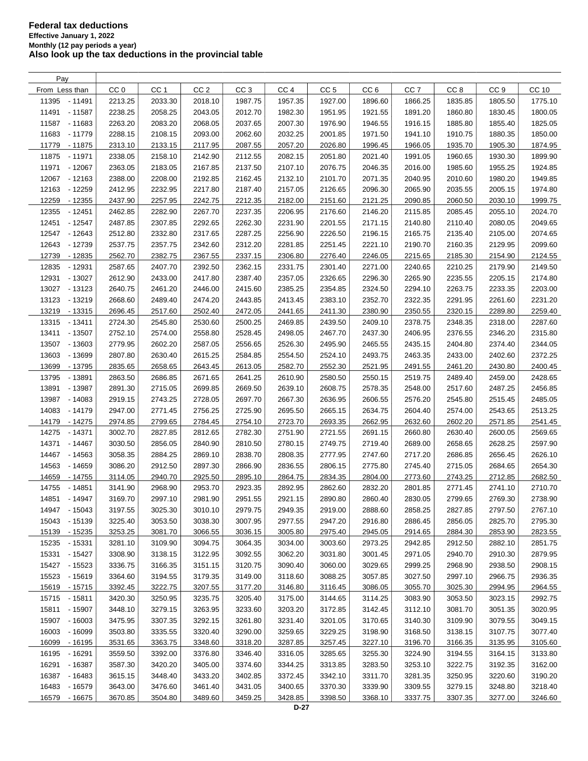**Federal tax deductions**
**Effective January 1, 2022**
**Monthly (12 pay periods a year)**
**Also look up the tax deductions in the provincial table**

| Pay From Less than | CC 0 | CC 1 | CC 2 | CC 3 | CC 4 | CC 5 | CC 6 | CC 7 | CC 8 | CC 9 | CC 10 |
|---|---|---|---|---|---|---|---|---|---|---|---|
| 11395 - 11491 | 2213.25 | 2033.30 | 2018.10 | 1987.75 | 1957.35 | 1927.00 | 1896.60 | 1866.25 | 1835.85 | 1805.50 | 1775.10 |
| 11491 - 11587 | 2238.25 | 2058.25 | 2043.05 | 2012.70 | 1982.30 | 1951.95 | 1921.55 | 1891.20 | 1860.80 | 1830.45 | 1800.05 |
| 11587 - 11683 | 2263.20 | 2083.20 | 2068.05 | 2037.65 | 2007.30 | 1976.90 | 1946.55 | 1916.15 | 1885.80 | 1855.40 | 1825.05 |
| 11683 - 11779 | 2288.15 | 2108.15 | 2093.00 | 2062.60 | 2032.25 | 2001.85 | 1971.50 | 1941.10 | 1910.75 | 1880.35 | 1850.00 |
| 11779 - 11875 | 2313.10 | 2133.15 | 2117.95 | 2087.55 | 2057.20 | 2026.80 | 1996.45 | 1966.05 | 1935.70 | 1905.30 | 1874.95 |
| 11875 - 11971 | 2338.05 | 2158.10 | 2142.90 | 2112.55 | 2082.15 | 2051.80 | 2021.40 | 1991.05 | 1960.65 | 1930.30 | 1899.90 |
| 11971 - 12067 | 2363.05 | 2183.05 | 2167.85 | 2137.50 | 2107.10 | 2076.75 | 2046.35 | 2016.00 | 1985.60 | 1955.25 | 1924.85 |
| 12067 - 12163 | 2388.00 | 2208.00 | 2192.85 | 2162.45 | 2132.10 | 2101.70 | 2071.35 | 2040.95 | 2010.60 | 1980.20 | 1949.85 |
| 12163 - 12259 | 2412.95 | 2232.95 | 2217.80 | 2187.40 | 2157.05 | 2126.65 | 2096.30 | 2065.90 | 2035.55 | 2005.15 | 1974.80 |
| 12259 - 12355 | 2437.90 | 2257.95 | 2242.75 | 2212.35 | 2182.00 | 2151.60 | 2121.25 | 2090.85 | 2060.50 | 2030.10 | 1999.75 |
| 12355 - 12451 | 2462.85 | 2282.90 | 2267.70 | 2237.35 | 2206.95 | 2176.60 | 2146.20 | 2115.85 | 2085.45 | 2055.10 | 2024.70 |
| 12451 - 12547 | 2487.85 | 2307.85 | 2292.65 | 2262.30 | 2231.90 | 2201.55 | 2171.15 | 2140.80 | 2110.40 | 2080.05 | 2049.65 |
| 12547 - 12643 | 2512.80 | 2332.80 | 2317.65 | 2287.25 | 2256.90 | 2226.50 | 2196.15 | 2165.75 | 2135.40 | 2105.00 | 2074.65 |
| 12643 - 12739 | 2537.75 | 2357.75 | 2342.60 | 2312.20 | 2281.85 | 2251.45 | 2221.10 | 2190.70 | 2160.35 | 2129.95 | 2099.60 |
| 12739 - 12835 | 2562.70 | 2382.75 | 2367.55 | 2337.15 | 2306.80 | 2276.40 | 2246.05 | 2215.65 | 2185.30 | 2154.90 | 2124.55 |
| 12835 - 12931 | 2587.65 | 2407.70 | 2392.50 | 2362.15 | 2331.75 | 2301.40 | 2271.00 | 2240.65 | 2210.25 | 2179.90 | 2149.50 |
| 12931 - 13027 | 2612.90 | 2433.00 | 2417.80 | 2387.40 | 2357.05 | 2326.65 | 2296.30 | 2265.90 | 2235.55 | 2205.15 | 2174.80 |
| 13027 - 13123 | 2640.75 | 2461.20 | 2446.00 | 2415.60 | 2385.25 | 2354.85 | 2324.50 | 2294.10 | 2263.75 | 2233.35 | 2203.00 |
| 13123 - 13219 | 2668.60 | 2489.40 | 2474.20 | 2443.85 | 2413.45 | 2383.10 | 2352.70 | 2322.35 | 2291.95 | 2261.60 | 2231.20 |
| 13219 - 13315 | 2696.45 | 2517.60 | 2502.40 | 2472.05 | 2441.65 | 2411.30 | 2380.90 | 2350.55 | 2320.15 | 2289.80 | 2259.40 |
| 13315 - 13411 | 2724.30 | 2545.80 | 2530.60 | 2500.25 | 2469.85 | 2439.50 | 2409.10 | 2378.75 | 2348.35 | 2318.00 | 2287.60 |
| 13411 - 13507 | 2752.10 | 2574.00 | 2558.80 | 2528.45 | 2498.05 | 2467.70 | 2437.30 | 2406.95 | 2376.55 | 2346.20 | 2315.80 |
| 13507 - 13603 | 2779.95 | 2602.20 | 2587.05 | 2556.65 | 2526.30 | 2495.90 | 2465.55 | 2435.15 | 2404.80 | 2374.40 | 2344.05 |
| 13603 - 13699 | 2807.80 | 2630.40 | 2615.25 | 2584.85 | 2554.50 | 2524.10 | 2493.75 | 2463.35 | 2433.00 | 2402.60 | 2372.25 |
| 13699 - 13795 | 2835.65 | 2658.65 | 2643.45 | 2613.05 | 2582.70 | 2552.30 | 2521.95 | 2491.55 | 2461.20 | 2430.80 | 2400.45 |
| 13795 - 13891 | 2863.50 | 2686.85 | 2671.65 | 2641.25 | 2610.90 | 2580.50 | 2550.15 | 2519.75 | 2489.40 | 2459.00 | 2428.65 |
| 13891 - 13987 | 2891.30 | 2715.05 | 2699.85 | 2669.50 | 2639.10 | 2608.75 | 2578.35 | 2548.00 | 2517.60 | 2487.25 | 2456.85 |
| 13987 - 14083 | 2919.15 | 2743.25 | 2728.05 | 2697.70 | 2667.30 | 2636.95 | 2606.55 | 2576.20 | 2545.80 | 2515.45 | 2485.05 |
| 14083 - 14179 | 2947.00 | 2771.45 | 2756.25 | 2725.90 | 2695.50 | 2665.15 | 2634.75 | 2604.40 | 2574.00 | 2543.65 | 2513.25 |
| 14179 - 14275 | 2974.85 | 2799.65 | 2784.45 | 2754.10 | 2723.70 | 2693.35 | 2662.95 | 2632.60 | 2602.20 | 2571.85 | 2541.45 |
| 14275 - 14371 | 3002.70 | 2827.85 | 2812.65 | 2782.30 | 2751.90 | 2721.55 | 2691.15 | 2660.80 | 2630.40 | 2600.05 | 2569.65 |
| 14371 - 14467 | 3030.50 | 2856.05 | 2840.90 | 2810.50 | 2780.15 | 2749.75 | 2719.40 | 2689.00 | 2658.65 | 2628.25 | 2597.90 |
| 14467 - 14563 | 3058.35 | 2884.25 | 2869.10 | 2838.70 | 2808.35 | 2777.95 | 2747.60 | 2717.20 | 2686.85 | 2656.45 | 2626.10 |
| 14563 - 14659 | 3086.20 | 2912.50 | 2897.30 | 2866.90 | 2836.55 | 2806.15 | 2775.80 | 2745.40 | 2715.05 | 2684.65 | 2654.30 |
| 14659 - 14755 | 3114.05 | 2940.70 | 2925.50 | 2895.10 | 2864.75 | 2834.35 | 2804.00 | 2773.60 | 2743.25 | 2712.85 | 2682.50 |
| 14755 - 14851 | 3141.90 | 2968.90 | 2953.70 | 2923.35 | 2892.95 | 2862.60 | 2832.20 | 2801.85 | 2771.45 | 2741.10 | 2710.70 |
| 14851 - 14947 | 3169.70 | 2997.10 | 2981.90 | 2951.55 | 2921.15 | 2890.80 | 2860.40 | 2830.05 | 2799.65 | 2769.30 | 2738.90 |
| 14947 - 15043 | 3197.55 | 3025.30 | 3010.10 | 2979.75 | 2949.35 | 2919.00 | 2888.60 | 2858.25 | 2827.85 | 2797.50 | 2767.10 |
| 15043 - 15139 | 3225.40 | 3053.50 | 3038.30 | 3007.95 | 2977.55 | 2947.20 | 2916.80 | 2886.45 | 2856.05 | 2825.70 | 2795.30 |
| 15139 - 15235 | 3253.25 | 3081.70 | 3066.55 | 3036.15 | 3005.80 | 2975.40 | 2945.05 | 2914.65 | 2884.30 | 2853.90 | 2823.55 |
| 15235 - 15331 | 3281.10 | 3109.90 | 3094.75 | 3064.35 | 3034.00 | 3003.60 | 2973.25 | 2942.85 | 2912.50 | 2882.10 | 2851.75 |
| 15331 - 15427 | 3308.90 | 3138.15 | 3122.95 | 3092.55 | 3062.20 | 3031.80 | 3001.45 | 2971.05 | 2940.70 | 2910.30 | 2879.95 |
| 15427 - 15523 | 3336.75 | 3166.35 | 3151.15 | 3120.75 | 3090.40 | 3060.00 | 3029.65 | 2999.25 | 2968.90 | 2938.50 | 2908.15 |
| 15523 - 15619 | 3364.60 | 3194.55 | 3179.35 | 3149.00 | 3118.60 | 3088.25 | 3057.85 | 3027.50 | 2997.10 | 2966.75 | 2936.35 |
| 15619 - 15715 | 3392.45 | 3222.75 | 3207.55 | 3177.20 | 3146.80 | 3116.45 | 3086.05 | 3055.70 | 3025.30 | 2994.95 | 2964.55 |
| 15715 - 15811 | 3420.30 | 3250.95 | 3235.75 | 3205.40 | 3175.00 | 3144.65 | 3114.25 | 3083.90 | 3053.50 | 3023.15 | 2992.75 |
| 15811 - 15907 | 3448.10 | 3279.15 | 3263.95 | 3233.60 | 3203.20 | 3172.85 | 3142.45 | 3112.10 | 3081.70 | 3051.35 | 3020.95 |
| 15907 - 16003 | 3475.95 | 3307.35 | 3292.15 | 3261.80 | 3231.40 | 3201.05 | 3170.65 | 3140.30 | 3109.90 | 3079.55 | 3049.15 |
| 16003 - 16099 | 3503.80 | 3335.55 | 3320.40 | 3290.00 | 3259.65 | 3229.25 | 3198.90 | 3168.50 | 3138.15 | 3107.75 | 3077.40 |
| 16099 - 16195 | 3531.65 | 3363.75 | 3348.60 | 3318.20 | 3287.85 | 3257.45 | 3227.10 | 3196.70 | 3166.35 | 3135.95 | 3105.60 |
| 16195 - 16291 | 3559.50 | 3392.00 | 3376.80 | 3346.40 | 3316.05 | 3285.65 | 3255.30 | 3224.90 | 3194.55 | 3164.15 | 3133.80 |
| 16291 - 16387 | 3587.30 | 3420.20 | 3405.00 | 3374.60 | 3344.25 | 3313.85 | 3283.50 | 3253.10 | 3222.75 | 3192.35 | 3162.00 |
| 16387 - 16483 | 3615.15 | 3448.40 | 3433.20 | 3402.85 | 3372.45 | 3342.10 | 3311.70 | 3281.35 | 3250.95 | 3220.60 | 3190.20 |
| 16483 - 16579 | 3643.00 | 3476.60 | 3461.40 | 3431.05 | 3400.65 | 3370.30 | 3339.90 | 3309.55 | 3279.15 | 3248.80 | 3218.40 |
| 16579 - 16675 | 3670.85 | 3504.80 | 3489.60 | 3459.25 | 3428.85 | 3398.50 | 3368.10 | 3337.75 | 3307.35 | 3277.00 | 3246.60 |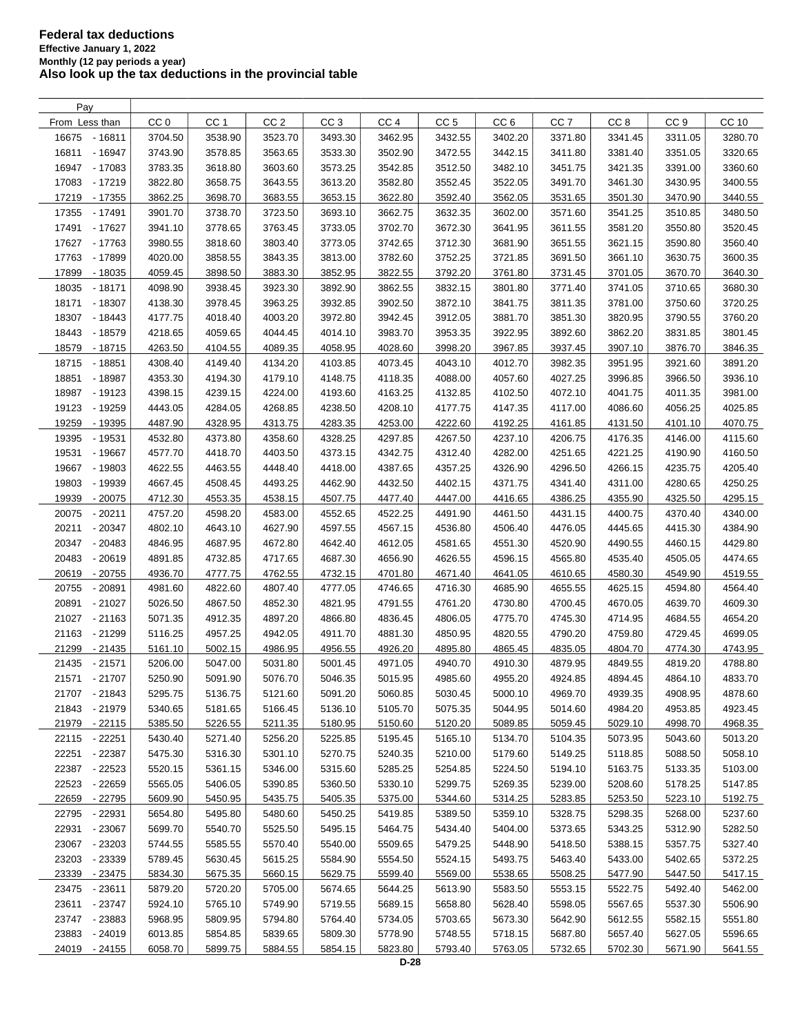# Federal tax deductions

**Effective January 1, 2022**
**Monthly (12 pay periods a year)**
**Also look up the tax deductions in the provincial table**

| Pay From Less than | CC 0 | CC 1 | CC 2 | CC 3 | CC 4 | CC 5 | CC 6 | CC 7 | CC 8 | CC 9 | CC 10 |
|---|---|---|---|---|---|---|---|---|---|---|---|
| 16675 - 16811 | 3704.50 | 3538.90 | 3523.70 | 3493.30 | 3462.95 | 3432.55 | 3402.20 | 3371.80 | 3341.45 | 3311.05 | 3280.70 |
| 16811 - 16947 | 3743.90 | 3578.85 | 3563.65 | 3533.30 | 3502.90 | 3472.55 | 3442.15 | 3411.80 | 3381.40 | 3351.05 | 3320.65 |
| 16947 - 17083 | 3783.35 | 3618.80 | 3603.60 | 3573.25 | 3542.85 | 3512.50 | 3482.10 | 3451.75 | 3421.35 | 3391.00 | 3360.60 |
| 17083 - 17219 | 3822.80 | 3658.75 | 3643.55 | 3613.20 | 3582.80 | 3552.45 | 3522.05 | 3491.70 | 3461.30 | 3430.95 | 3400.55 |
| 17219 - 17355 | 3862.25 | 3698.70 | 3683.55 | 3653.15 | 3622.80 | 3592.40 | 3562.05 | 3531.65 | 3501.30 | 3470.90 | 3440.55 |
| 17355 - 17491 | 3901.70 | 3738.70 | 3723.50 | 3693.10 | 3662.75 | 3632.35 | 3602.00 | 3571.60 | 3541.25 | 3510.85 | 3480.50 |
| 17491 - 17627 | 3941.10 | 3778.65 | 3763.45 | 3733.05 | 3702.70 | 3672.30 | 3641.95 | 3611.55 | 3581.20 | 3550.80 | 3520.45 |
| 17627 - 17763 | 3980.55 | 3818.60 | 3803.40 | 3773.05 | 3742.65 | 3712.30 | 3681.90 | 3651.55 | 3621.15 | 3590.80 | 3560.40 |
| 17763 - 17899 | 4020.00 | 3858.55 | 3843.35 | 3813.00 | 3782.60 | 3752.25 | 3721.85 | 3691.50 | 3661.10 | 3630.75 | 3600.35 |
| 17899 - 18035 | 4059.45 | 3898.50 | 3883.30 | 3852.95 | 3822.55 | 3792.20 | 3761.80 | 3731.45 | 3701.05 | 3670.70 | 3640.30 |
| 18035 - 18171 | 4098.90 | 3938.45 | 3923.30 | 3892.90 | 3862.55 | 3832.15 | 3801.80 | 3771.40 | 3741.05 | 3710.65 | 3680.30 |
| 18171 - 18307 | 4138.30 | 3978.45 | 3963.25 | 3932.85 | 3902.50 | 3872.10 | 3841.75 | 3811.35 | 3781.00 | 3750.60 | 3720.25 |
| 18307 - 18443 | 4177.75 | 4018.40 | 4003.20 | 3972.80 | 3942.45 | 3912.05 | 3881.70 | 3851.30 | 3820.95 | 3790.55 | 3760.20 |
| 18443 - 18579 | 4218.65 | 4059.65 | 4044.45 | 4014.10 | 3983.70 | 3953.35 | 3922.95 | 3892.60 | 3862.20 | 3831.85 | 3801.45 |
| 18579 - 18715 | 4263.50 | 4104.55 | 4089.35 | 4058.95 | 4028.60 | 3998.20 | 3967.85 | 3937.45 | 3907.10 | 3876.70 | 3846.35 |
| 18715 - 18851 | 4308.40 | 4149.40 | 4134.20 | 4103.85 | 4073.45 | 4043.10 | 4012.70 | 3982.35 | 3951.95 | 3921.60 | 3891.20 |
| 18851 - 18987 | 4353.30 | 4194.30 | 4179.10 | 4148.75 | 4118.35 | 4088.00 | 4057.60 | 4027.25 | 3996.85 | 3966.50 | 3936.10 |
| 18987 - 19123 | 4398.15 | 4239.15 | 4224.00 | 4193.60 | 4163.25 | 4132.85 | 4102.50 | 4072.10 | 4041.75 | 4011.35 | 3981.00 |
| 19123 - 19259 | 4443.05 | 4284.05 | 4268.85 | 4238.50 | 4208.10 | 4177.75 | 4147.35 | 4117.00 | 4086.60 | 4056.25 | 4025.85 |
| 19259 - 19395 | 4487.90 | 4328.95 | 4313.75 | 4283.35 | 4253.00 | 4222.60 | 4192.25 | 4161.85 | 4131.50 | 4101.10 | 4070.75 |
| 19395 - 19531 | 4532.80 | 4373.80 | 4358.60 | 4328.25 | 4297.85 | 4267.50 | 4237.10 | 4206.75 | 4176.35 | 4146.00 | 4115.60 |
| 19531 - 19667 | 4577.70 | 4418.70 | 4403.50 | 4373.15 | 4342.75 | 4312.40 | 4282.00 | 4251.65 | 4221.25 | 4190.90 | 4160.50 |
| 19667 - 19803 | 4622.55 | 4463.55 | 4448.40 | 4418.00 | 4387.65 | 4357.25 | 4326.90 | 4296.50 | 4266.15 | 4235.75 | 4205.40 |
| 19803 - 19939 | 4667.45 | 4508.45 | 4493.25 | 4462.90 | 4432.50 | 4402.15 | 4371.75 | 4341.40 | 4311.00 | 4280.65 | 4250.25 |
| 19939 - 20075 | 4712.30 | 4553.35 | 4538.15 | 4507.75 | 4477.40 | 4447.00 | 4416.65 | 4386.25 | 4355.90 | 4325.50 | 4295.15 |
| 20075 - 20211 | 4757.20 | 4598.20 | 4583.00 | 4552.65 | 4522.25 | 4491.90 | 4461.50 | 4431.15 | 4400.75 | 4370.40 | 4340.00 |
| 20211 - 20347 | 4802.10 | 4643.10 | 4627.90 | 4597.55 | 4567.15 | 4536.80 | 4506.40 | 4476.05 | 4445.65 | 4415.30 | 4384.90 |
| 20347 - 20483 | 4846.95 | 4687.95 | 4672.80 | 4642.40 | 4612.05 | 4581.65 | 4551.30 | 4520.90 | 4490.55 | 4460.15 | 4429.80 |
| 20483 - 20619 | 4891.85 | 4732.85 | 4717.65 | 4687.30 | 4656.90 | 4626.55 | 4596.15 | 4565.80 | 4535.40 | 4505.05 | 4474.65 |
| 20619 - 20755 | 4936.70 | 4777.75 | 4762.55 | 4732.15 | 4701.80 | 4671.40 | 4641.05 | 4610.65 | 4580.30 | 4549.90 | 4519.55 |
| 20755 - 20891 | 4981.60 | 4822.60 | 4807.40 | 4777.05 | 4746.65 | 4716.30 | 4685.90 | 4655.55 | 4625.15 | 4594.80 | 4564.40 |
| 20891 - 21027 | 5026.50 | 4867.50 | 4852.30 | 4821.95 | 4791.55 | 4761.20 | 4730.80 | 4700.45 | 4670.05 | 4639.70 | 4609.30 |
| 21027 - 21163 | 5071.35 | 4912.35 | 4897.20 | 4866.80 | 4836.45 | 4806.05 | 4775.70 | 4745.30 | 4714.95 | 4684.55 | 4654.20 |
| 21163 - 21299 | 5116.25 | 4957.25 | 4942.05 | 4911.70 | 4881.30 | 4850.95 | 4820.55 | 4790.20 | 4759.80 | 4729.45 | 4699.05 |
| 21299 - 21435 | 5161.10 | 5002.15 | 4986.95 | 4956.55 | 4926.20 | 4895.80 | 4865.45 | 4835.05 | 4804.70 | 4774.30 | 4743.95 |
| 21435 - 21571 | 5206.00 | 5047.00 | 5031.80 | 5001.45 | 4971.05 | 4940.70 | 4910.30 | 4879.95 | 4849.55 | 4819.20 | 4788.80 |
| 21571 - 21707 | 5250.90 | 5091.90 | 5076.70 | 5046.35 | 5015.95 | 4985.60 | 4955.20 | 4924.85 | 4894.45 | 4864.10 | 4833.70 |
| 21707 - 21843 | 5295.75 | 5136.75 | 5121.60 | 5091.20 | 5060.85 | 5030.45 | 5000.10 | 4969.70 | 4939.35 | 4908.95 | 4878.60 |
| 21843 - 21979 | 5340.65 | 5181.65 | 5166.45 | 5136.10 | 5105.70 | 5075.35 | 5044.95 | 5014.60 | 4984.20 | 4953.85 | 4923.45 |
| 21979 - 22115 | 5385.50 | 5226.55 | 5211.35 | 5180.95 | 5150.60 | 5120.20 | 5089.85 | 5059.45 | 5029.10 | 4998.70 | 4968.35 |
| 22115 - 22251 | 5430.40 | 5271.40 | 5256.20 | 5225.85 | 5195.45 | 5165.10 | 5134.70 | 5104.35 | 5073.95 | 5043.60 | 5013.20 |
| 22251 - 22387 | 5475.30 | 5316.30 | 5301.10 | 5270.75 | 5240.35 | 5210.00 | 5179.60 | 5149.25 | 5118.85 | 5088.50 | 5058.10 |
| 22387 - 22523 | 5520.15 | 5361.15 | 5346.00 | 5315.60 | 5285.25 | 5254.85 | 5224.50 | 5194.10 | 5163.75 | 5133.35 | 5103.00 |
| 22523 - 22659 | 5565.05 | 5406.05 | 5390.85 | 5360.50 | 5330.10 | 5299.75 | 5269.35 | 5239.00 | 5208.60 | 5178.25 | 5147.85 |
| 22659 - 22795 | 5609.90 | 5450.95 | 5435.75 | 5405.35 | 5375.00 | 5344.60 | 5314.25 | 5283.85 | 5253.50 | 5223.10 | 5192.75 |
| 22795 - 22931 | 5654.80 | 5495.80 | 5480.60 | 5450.25 | 5419.85 | 5389.50 | 5359.10 | 5328.75 | 5298.35 | 5268.00 | 5237.60 |
| 22931 - 23067 | 5699.70 | 5540.70 | 5525.50 | 5495.15 | 5464.75 | 5434.40 | 5404.00 | 5373.65 | 5343.25 | 5312.90 | 5282.50 |
| 23067 - 23203 | 5744.55 | 5585.55 | 5570.40 | 5540.00 | 5509.65 | 5479.25 | 5448.90 | 5418.50 | 5388.15 | 5357.75 | 5327.40 |
| 23203 - 23339 | 5789.45 | 5630.45 | 5615.25 | 5584.90 | 5554.50 | 5524.15 | 5493.75 | 5463.40 | 5433.00 | 5402.65 | 5372.25 |
| 23339 - 23475 | 5834.30 | 5675.35 | 5660.15 | 5629.75 | 5599.40 | 5569.00 | 5538.65 | 5508.25 | 5477.90 | 5447.50 | 5417.15 |
| 23475 - 23611 | 5879.20 | 5720.20 | 5705.00 | 5674.65 | 5644.25 | 5613.90 | 5583.50 | 5553.15 | 5522.75 | 5492.40 | 5462.00 |
| 23611 - 23747 | 5924.10 | 5765.10 | 5749.90 | 5719.55 | 5689.15 | 5658.80 | 5628.40 | 5598.05 | 5567.65 | 5537.30 | 5506.90 |
| 23747 - 23883 | 5968.95 | 5809.95 | 5794.80 | 5764.40 | 5734.05 | 5703.65 | 5673.30 | 5642.90 | 5612.55 | 5582.15 | 5551.80 |
| 23883 - 24019 | 6013.85 | 5854.85 | 5839.65 | 5809.30 | 5778.90 | 5748.55 | 5718.15 | 5687.80 | 5657.40 | 5627.05 | 5596.65 |
| 24019 - 24155 | 6058.70 | 5899.75 | 5884.55 | 5854.15 | 5823.80 | 5793.40 | 5763.05 | 5732.65 | 5702.30 | 5671.90 | 5641.55 |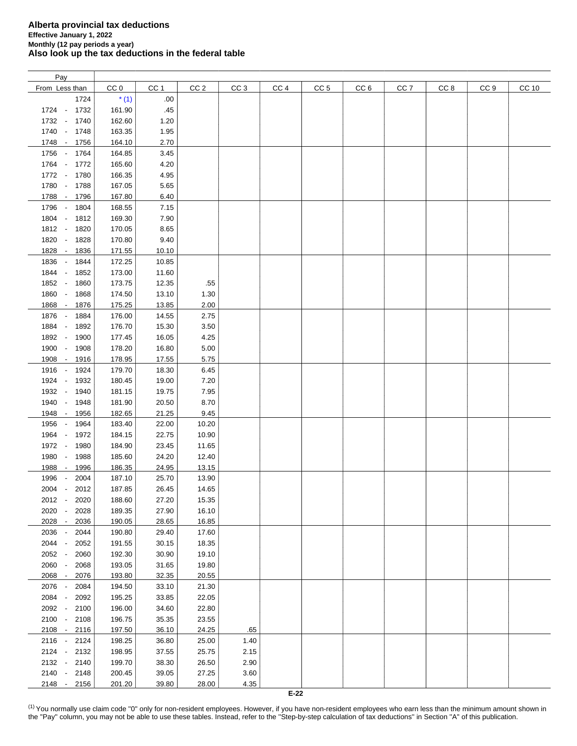**Alberta provincial tax deductions**
**Effective January 1, 2022**
**Monthly (12 pay periods a year)**
**Also look up the tax deductions in the federal table**

| Pay | | | | | | | | | | | | |
|---|---|---|---|---|---|---|---|---|---|---|---|---|
| From Less than | CC 0 | CC 1 | CC 2 | CC 3 | CC 4 | CC 5 | CC 6 | CC 7 | CC 8 | CC 9 | CC 10 |
| 1724 | * (1) | .00 | | | | | | | | | |
| 1724 - 1732 | 161.90 | .45 | | | | | | | | | |
| 1732 - 1740 | 162.60 | 1.20 | | | | | | | | | |
| 1740 - 1748 | 163.35 | 1.95 | | | | | | | | | |
| 1748 - 1756 | 164.10 | 2.70 | | | | | | | | | |
| 1756 - 1764 | 164.85 | 3.45 | | | | | | | | | |
| 1764 - 1772 | 165.60 | 4.20 | | | | | | | | | |
| 1772 - 1780 | 166.35 | 4.95 | | | | | | | | | |
| 1780 - 1788 | 167.05 | 5.65 | | | | | | | | | |
| 1788 - 1796 | 167.80 | 6.40 | | | | | | | | | |
| 1796 - 1804 | 168.55 | 7.15 | | | | | | | | | |
| 1804 - 1812 | 169.30 | 7.90 | | | | | | | | | |
| 1812 - 1820 | 170.05 | 8.65 | | | | | | | | | |
| 1820 - 1828 | 170.80 | 9.40 | | | | | | | | | |
| 1828 - 1836 | 171.55 | 10.10 | | | | | | | | | |
| 1836 - 1844 | 172.25 | 10.85 | | | | | | | | | |
| 1844 - 1852 | 173.00 | 11.60 | | | | | | | | | |
| 1852 - 1860 | 173.75 | 12.35 | .55 | | | | | | | | |
| 1860 - 1868 | 174.50 | 13.10 | 1.30 | | | | | | | | |
| 1868 - 1876 | 175.25 | 13.85 | 2.00 | | | | | | | | |
| 1876 - 1884 | 176.00 | 14.55 | 2.75 | | | | | | | | |
| 1884 - 1892 | 176.70 | 15.30 | 3.50 | | | | | | | | |
| 1892 - 1900 | 177.45 | 16.05 | 4.25 | | | | | | | | |
| 1900 - 1908 | 178.20 | 16.80 | 5.00 | | | | | | | | |
| 1908 - 1916 | 178.95 | 17.55 | 5.75 | | | | | | | | |
| 1916 - 1924 | 179.70 | 18.30 | 6.45 | | | | | | | | |
| 1924 - 1932 | 180.45 | 19.00 | 7.20 | | | | | | | | |
| 1932 - 1940 | 181.15 | 19.75 | 7.95 | | | | | | | | |
| 1940 - 1948 | 181.90 | 20.50 | 8.70 | | | | | | | | |
| 1948 - 1956 | 182.65 | 21.25 | 9.45 | | | | | | | | |
| 1956 - 1964 | 183.40 | 22.00 | 10.20 | | | | | | | | |
| 1964 - 1972 | 184.15 | 22.75 | 10.90 | | | | | | | | |
| 1972 - 1980 | 184.90 | 23.45 | 11.65 | | | | | | | | |
| 1980 - 1988 | 185.60 | 24.20 | 12.40 | | | | | | | | |
| 1988 - 1996 | 186.35 | 24.95 | 13.15 | | | | | | | | |
| 1996 - 2004 | 187.10 | 25.70 | 13.90 | | | | | | | | |
| 2004 - 2012 | 187.85 | 26.45 | 14.65 | | | | | | | | |
| 2012 - 2020 | 188.60 | 27.20 | 15.35 | | | | | | | | |
| 2020 - 2028 | 189.35 | 27.90 | 16.10 | | | | | | | | |
| 2028 - 2036 | 190.05 | 28.65 | 16.85 | | | | | | | | |
| 2036 - 2044 | 190.80 | 29.40 | 17.60 | | | | | | | | |
| 2044 - 2052 | 191.55 | 30.15 | 18.35 | | | | | | | | |
| 2052 - 2060 | 192.30 | 30.90 | 19.10 | | | | | | | | |
| 2060 - 2068 | 193.05 | 31.65 | 19.80 | | | | | | | | |
| 2068 - 2076 | 193.80 | 32.35 | 20.55 | | | | | | | | |
| 2076 - 2084 | 194.50 | 33.10 | 21.30 | | | | | | | | |
| 2084 - 2092 | 195.25 | 33.85 | 22.05 | | | | | | | | |
| 2092 - 2100 | 196.00 | 34.60 | 22.80 | | | | | | | | |
| 2100 - 2108 | 196.75 | 35.35 | 23.55 | | | | | | | | |
| 2108 - 2116 | 197.50 | 36.10 | 24.25 | .65 | | | | | | | |
| 2116 - 2124 | 198.25 | 36.80 | 25.00 | 1.40 | | | | | | | |
| 2124 - 2132 | 198.95 | 37.55 | 25.75 | 2.15 | | | | | | | |
| 2132 - 2140 | 199.70 | 38.30 | 26.50 | 2.90 | | | | | | | |
| 2140 - 2148 | 200.45 | 39.05 | 27.25 | 3.60 | | | | | | | |
| 2148 - 2156 | 201.20 | 39.80 | 28.00 | 4.35 | | | | | | | |

(1) You normally use claim code "0" only for non-resident employees. However, if you have non-resident employees who earn less than the minimum amount shown in the "Pay" column, you may not be able to use these tables. Instead, refer to the "Step-by-step calculation of tax deductions" in Section "A" of this publication.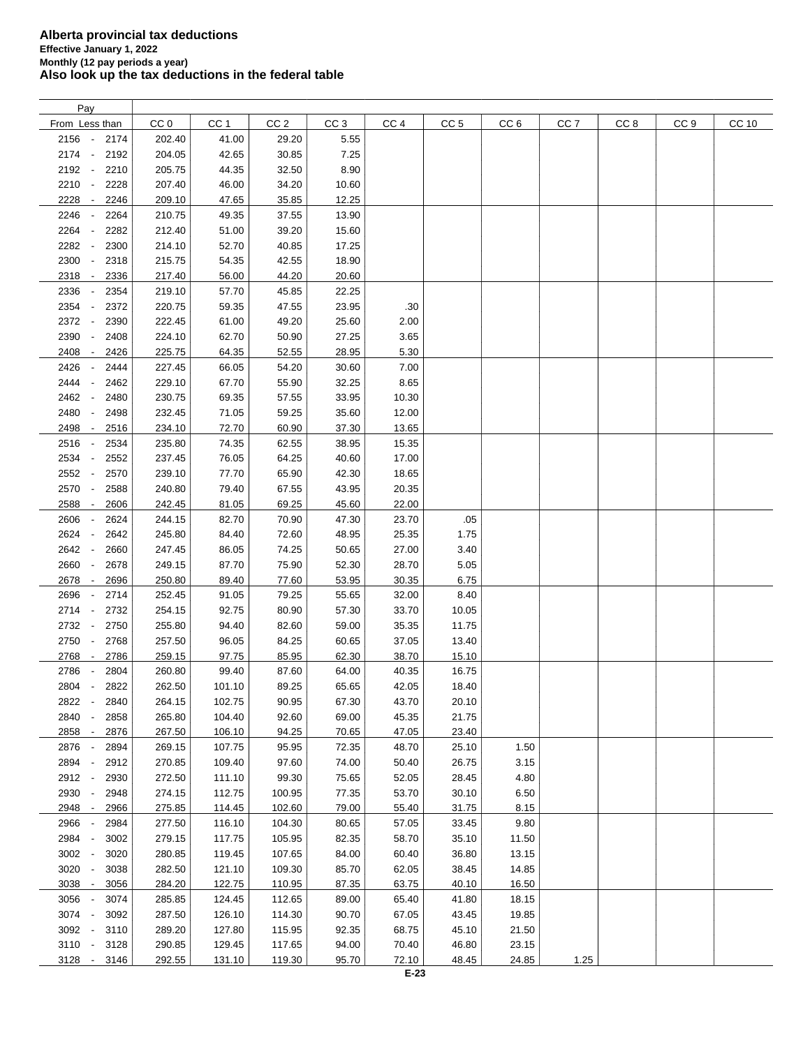# Alberta provincial tax deductions

**Effective January 1, 2022**

**Monthly (12 pay periods a year)**

**Also look up the tax deductions in the federal table**

| Pay From | Pay Less than | CC 0 | CC 1 | CC 2 | CC 3 | CC 4 | CC 5 | CC 6 | CC 7 | CC 8 | CC 9 | CC 10 |
|---|---|---|---|---|---|---|---|---|---|---|---|---|
| 2156 | 2174 | 202.40 | 41.00 | 29.20 | 5.55 | | | | | | | |
| 2174 | 2192 | 204.05 | 42.65 | 30.85 | 7.25 | | | | | | | |
| 2192 | 2210 | 205.75 | 44.35 | 32.50 | 8.90 | | | | | | | |
| 2210 | 2228 | 207.40 | 46.00 | 34.20 | 10.60 | | | | | | | |
| 2228 | 2246 | 209.10 | 47.65 | 35.85 | 12.25 | | | | | | | |
| 2246 | 2264 | 210.75 | 49.35 | 37.55 | 13.90 | | | | | | | |
| 2264 | 2282 | 212.40 | 51.00 | 39.20 | 15.60 | | | | | | | |
| 2282 | 2300 | 214.10 | 52.70 | 40.85 | 17.25 | | | | | | | |
| 2300 | 2318 | 215.75 | 54.35 | 42.55 | 18.90 | | | | | | | |
| 2318 | 2336 | 217.40 | 56.00 | 44.20 | 20.60 | | | | | | | |
| 2336 | 2354 | 219.10 | 57.70 | 45.85 | 22.25 | | | | | | | |
| 2354 | 2372 | 220.75 | 59.35 | 47.55 | 23.95 | .30 | | | | | | |
| 2372 | 2390 | 222.45 | 61.00 | 49.20 | 25.60 | 2.00 | | | | | | |
| 2390 | 2408 | 224.10 | 62.70 | 50.90 | 27.25 | 3.65 | | | | | | |
| 2408 | 2426 | 225.75 | 64.35 | 52.55 | 28.95 | 5.30 | | | | | | |
| 2426 | 2444 | 227.45 | 66.05 | 54.20 | 30.60 | 7.00 | | | | | | |
| 2444 | 2462 | 229.10 | 67.70 | 55.90 | 32.25 | 8.65 | | | | | | |
| 2462 | 2480 | 230.75 | 69.35 | 57.55 | 33.95 | 10.30 | | | | | | |
| 2480 | 2498 | 232.45 | 71.05 | 59.25 | 35.60 | 12.00 | | | | | | |
| 2498 | 2516 | 234.10 | 72.70 | 60.90 | 37.30 | 13.65 | | | | | | |
| 2516 | 2534 | 235.80 | 74.35 | 62.55 | 38.95 | 15.35 | | | | | | |
| 2534 | 2552 | 237.45 | 76.05 | 64.25 | 40.60 | 17.00 | | | | | | |
| 2552 | 2570 | 239.10 | 77.70 | 65.90 | 42.30 | 18.65 | | | | | | |
| 2570 | 2588 | 240.80 | 79.40 | 67.55 | 43.95 | 20.35 | | | | | | |
| 2588 | 2606 | 242.45 | 81.05 | 69.25 | 45.60 | 22.00 | | | | | | |
| 2606 | 2624 | 244.15 | 82.70 | 70.90 | 47.30 | 23.70 | .05 | | | | | |
| 2624 | 2642 | 245.80 | 84.40 | 72.60 | 48.95 | 25.35 | 1.75 | | | | | |
| 2642 | 2660 | 247.45 | 86.05 | 74.25 | 50.65 | 27.00 | 3.40 | | | | | |
| 2660 | 2678 | 249.15 | 87.70 | 75.90 | 52.30 | 28.70 | 5.05 | | | | | |
| 2678 | 2696 | 250.80 | 89.40 | 77.60 | 53.95 | 30.35 | 6.75 | | | | | |
| 2696 | 2714 | 252.45 | 91.05 | 79.25 | 55.65 | 32.00 | 8.40 | | | | | |
| 2714 | 2732 | 254.15 | 92.75 | 80.90 | 57.30 | 33.70 | 10.05 | | | | | |
| 2732 | 2750 | 255.80 | 94.40 | 82.60 | 59.00 | 35.35 | 11.75 | | | | | |
| 2750 | 2768 | 257.50 | 96.05 | 84.25 | 60.65 | 37.05 | 13.40 | | | | | |
| 2768 | 2786 | 259.15 | 97.75 | 85.95 | 62.30 | 38.70 | 15.10 | | | | | |
| 2786 | 2804 | 260.80 | 99.40 | 87.60 | 64.00 | 40.35 | 16.75 | | | | | |
| 2804 | 2822 | 262.50 | 101.10 | 89.25 | 65.65 | 42.05 | 18.40 | | | | | |
| 2822 | 2840 | 264.15 | 102.75 | 90.95 | 67.30 | 43.70 | 20.10 | | | | | |
| 2840 | 2858 | 265.80 | 104.40 | 92.60 | 69.00 | 45.35 | 21.75 | | | | | |
| 2858 | 2876 | 267.50 | 106.10 | 94.25 | 70.65 | 47.05 | 23.40 | | | | | |
| 2876 | 2894 | 269.15 | 107.75 | 95.95 | 72.35 | 48.70 | 25.10 | 1.50 | | | | |
| 2894 | 2912 | 270.85 | 109.40 | 97.60 | 74.00 | 50.40 | 26.75 | 3.15 | | | | |
| 2912 | 2930 | 272.50 | 111.10 | 99.30 | 75.65 | 52.05 | 28.45 | 4.80 | | | | |
| 2930 | 2948 | 274.15 | 112.75 | 100.95 | 77.35 | 53.70 | 30.10 | 6.50 | | | | |
| 2948 | 2966 | 275.85 | 114.45 | 102.60 | 79.00 | 55.40 | 31.75 | 8.15 | | | | |
| 2966 | 2984 | 277.50 | 116.10 | 104.30 | 80.65 | 57.05 | 33.45 | 9.80 | | | | |
| 2984 | 3002 | 279.15 | 117.75 | 105.95 | 82.35 | 58.70 | 35.10 | 11.50 | | | | |
| 3002 | 3020 | 280.85 | 119.45 | 107.65 | 84.00 | 60.40 | 36.80 | 13.15 | | | | |
| 3020 | 3038 | 282.50 | 121.10 | 109.30 | 85.70 | 62.05 | 38.45 | 14.85 | | | | |
| 3038 | 3056 | 284.20 | 122.75 | 110.95 | 87.35 | 63.75 | 40.10 | 16.50 | | | | |
| 3056 | 3074 | 285.85 | 124.45 | 112.65 | 89.00 | 65.40 | 41.80 | 18.15 | | | | |
| 3074 | 3092 | 287.50 | 126.10 | 114.30 | 90.70 | 67.05 | 43.45 | 19.85 | | | | |
| 3092 | 3110 | 289.20 | 127.80 | 115.95 | 92.35 | 68.75 | 45.10 | 21.50 | | | | |
| 3110 | 3128 | 290.85 | 129.45 | 117.65 | 94.00 | 70.40 | 46.80 | 23.15 | | | | |
| 3128 | 3146 | 292.55 | 131.10 | 119.30 | 95.70 | 72.10 | 48.45 | 24.85 | 1.25 | | | |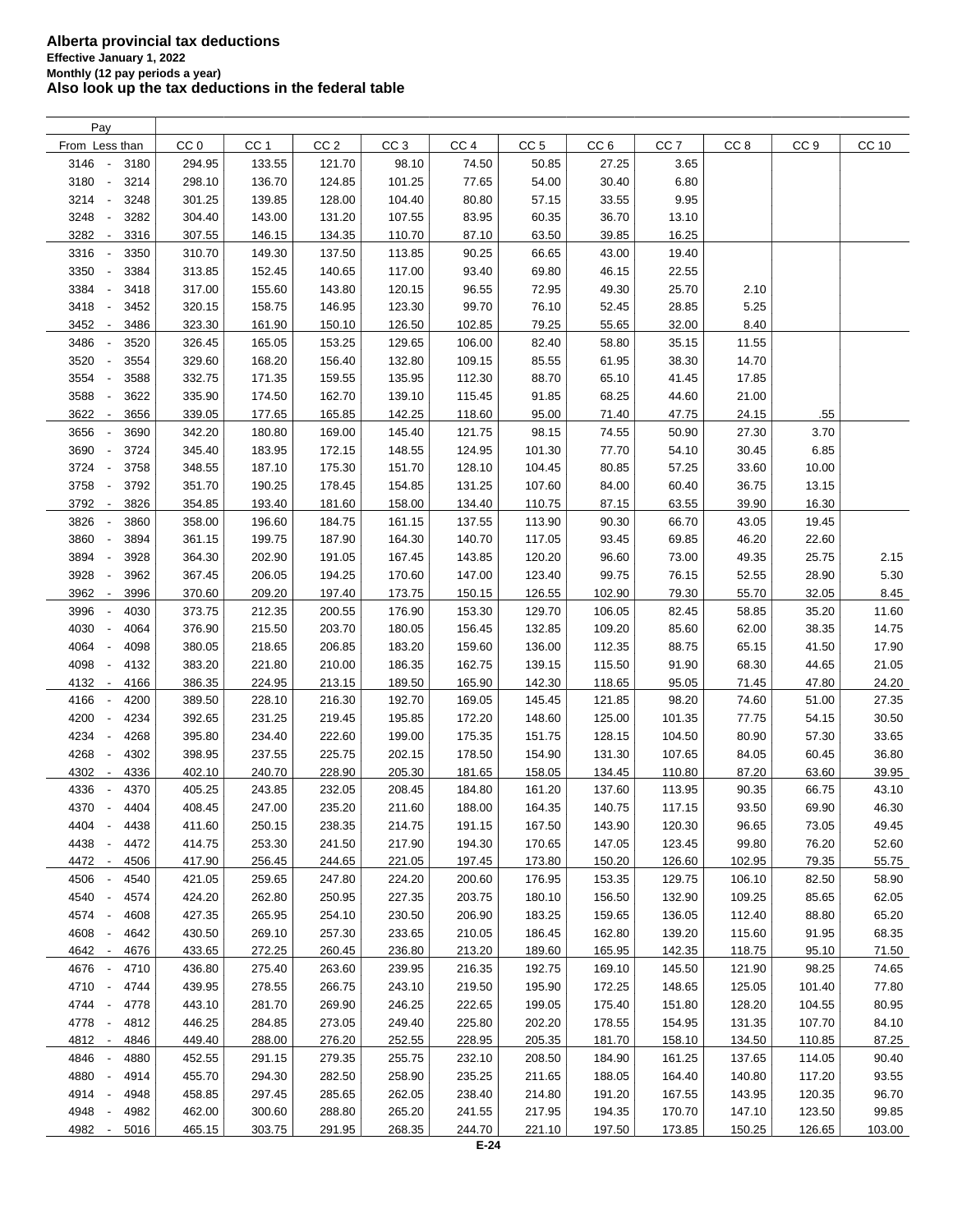**Alberta provincial tax deductions**
**Effective January 1, 2022**
**Monthly (12 pay periods a year)**
**Also look up the tax deductions in the federal table**

| Pay | | CC 0 | CC 1 | CC 2 | CC 3 | CC 4 | CC 5 | CC 6 | CC 7 | CC 8 | CC 9 | CC 10 |
|---|---|---|---|---|---|---|---|---|---|---|---|---|
| From | Less than | | | | | | | | | | | |
| 3146 | 3180 | 294.95 | 133.55 | 121.70 | 98.10 | 74.50 | 50.85 | 27.25 | 3.65 | | | |
| 3180 | 3214 | 298.10 | 136.70 | 124.85 | 101.25 | 77.65 | 54.00 | 30.40 | 6.80 | | | |
| 3214 | 3248 | 301.25 | 139.85 | 128.00 | 104.40 | 80.80 | 57.15 | 33.55 | 9.95 | | | |
| 3248 | 3282 | 304.40 | 143.00 | 131.20 | 107.55 | 83.95 | 60.35 | 36.70 | 13.10 | | | |
| 3282 | 3316 | 307.55 | 146.15 | 134.35 | 110.70 | 87.10 | 63.50 | 39.85 | 16.25 | | | |
| 3316 | 3350 | 310.70 | 149.30 | 137.50 | 113.85 | 90.25 | 66.65 | 43.00 | 19.40 | | | |
| 3350 | 3384 | 313.85 | 152.45 | 140.65 | 117.00 | 93.40 | 69.80 | 46.15 | 22.55 | | | |
| 3384 | 3418 | 317.00 | 155.60 | 143.80 | 120.15 | 96.55 | 72.95 | 49.30 | 25.70 | 2.10 | | |
| 3418 | 3452 | 320.15 | 158.75 | 146.95 | 123.30 | 99.70 | 76.10 | 52.45 | 28.85 | 5.25 | | |
| 3452 | 3486 | 323.30 | 161.90 | 150.10 | 126.50 | 102.85 | 79.25 | 55.65 | 32.00 | 8.40 | | |
| 3486 | 3520 | 326.45 | 165.05 | 153.25 | 129.65 | 106.00 | 82.40 | 58.80 | 35.15 | 11.55 | | |
| 3520 | 3554 | 329.60 | 168.20 | 156.40 | 132.80 | 109.15 | 85.55 | 61.95 | 38.30 | 14.70 | | |
| 3554 | 3588 | 332.75 | 171.35 | 159.55 | 135.95 | 112.30 | 88.70 | 65.10 | 41.45 | 17.85 | | |
| 3588 | 3622 | 335.90 | 174.50 | 162.70 | 139.10 | 115.45 | 91.85 | 68.25 | 44.60 | 21.00 | | |
| 3622 | 3656 | 339.05 | 177.65 | 165.85 | 142.25 | 118.60 | 95.00 | 71.40 | 47.75 | 24.15 | .55 | |
| 3656 | 3690 | 342.20 | 180.80 | 169.00 | 145.40 | 121.75 | 98.15 | 74.55 | 50.90 | 27.30 | 3.70 | |
| 3690 | 3724 | 345.40 | 183.95 | 172.15 | 148.55 | 124.95 | 101.30 | 77.70 | 54.10 | 30.45 | 6.85 | |
| 3724 | 3758 | 348.55 | 187.10 | 175.30 | 151.70 | 128.10 | 104.45 | 80.85 | 57.25 | 33.60 | 10.00 | |
| 3758 | 3792 | 351.70 | 190.25 | 178.45 | 154.85 | 131.25 | 107.60 | 84.00 | 60.40 | 36.75 | 13.15 | |
| 3792 | 3826 | 354.85 | 193.40 | 181.60 | 158.00 | 134.40 | 110.75 | 87.15 | 63.55 | 39.90 | 16.30 | |
| 3826 | 3860 | 358.00 | 196.60 | 184.75 | 161.15 | 137.55 | 113.90 | 90.30 | 66.70 | 43.05 | 19.45 | |
| 3860 | 3894 | 361.15 | 199.75 | 187.90 | 164.30 | 140.70 | 117.05 | 93.45 | 69.85 | 46.20 | 22.60 | |
| 3894 | 3928 | 364.30 | 202.90 | 191.05 | 167.45 | 143.85 | 120.20 | 96.60 | 73.00 | 49.35 | 25.75 | 2.15 |
| 3928 | 3962 | 367.45 | 206.05 | 194.25 | 170.60 | 147.00 | 123.40 | 99.75 | 76.15 | 52.55 | 28.90 | 5.30 |
| 3962 | 3996 | 370.60 | 209.20 | 197.40 | 173.75 | 150.15 | 126.55 | 102.90 | 79.30 | 55.70 | 32.05 | 8.45 |
| 3996 | 4030 | 373.75 | 212.35 | 200.55 | 176.90 | 153.30 | 129.70 | 106.05 | 82.45 | 58.85 | 35.20 | 11.60 |
| 4030 | 4064 | 376.90 | 215.50 | 203.70 | 180.05 | 156.45 | 132.85 | 109.20 | 85.60 | 62.00 | 38.35 | 14.75 |
| 4064 | 4098 | 380.05 | 218.65 | 206.85 | 183.20 | 159.60 | 136.00 | 112.35 | 88.75 | 65.15 | 41.50 | 17.90 |
| 4098 | 4132 | 383.20 | 221.80 | 210.00 | 186.35 | 162.75 | 139.15 | 115.50 | 91.90 | 68.30 | 44.65 | 21.05 |
| 4132 | 4166 | 386.35 | 224.95 | 213.15 | 189.50 | 165.90 | 142.30 | 118.65 | 95.05 | 71.45 | 47.80 | 24.20 |
| 4166 | 4200 | 389.50 | 228.10 | 216.30 | 192.70 | 169.05 | 145.45 | 121.85 | 98.20 | 74.60 | 51.00 | 27.35 |
| 4200 | 4234 | 392.65 | 231.25 | 219.45 | 195.85 | 172.20 | 148.60 | 125.00 | 101.35 | 77.75 | 54.15 | 30.50 |
| 4234 | 4268 | 395.80 | 234.40 | 222.60 | 199.00 | 175.35 | 151.75 | 128.15 | 104.50 | 80.90 | 57.30 | 33.65 |
| 4268 | 4302 | 398.95 | 237.55 | 225.75 | 202.15 | 178.50 | 154.90 | 131.30 | 107.65 | 84.05 | 60.45 | 36.80 |
| 4302 | 4336 | 402.10 | 240.70 | 228.90 | 205.30 | 181.65 | 158.05 | 134.45 | 110.80 | 87.20 | 63.60 | 39.95 |
| 4336 | 4370 | 405.25 | 243.85 | 232.05 | 208.45 | 184.80 | 161.20 | 137.60 | 113.95 | 90.35 | 66.75 | 43.10 |
| 4370 | 4404 | 408.45 | 247.00 | 235.20 | 211.60 | 188.00 | 164.35 | 140.75 | 117.15 | 93.50 | 69.90 | 46.30 |
| 4404 | 4438 | 411.60 | 250.15 | 238.35 | 214.75 | 191.15 | 167.50 | 143.90 | 120.30 | 96.65 | 73.05 | 49.45 |
| 4438 | 4472 | 414.75 | 253.30 | 241.50 | 217.90 | 194.30 | 170.65 | 147.05 | 123.45 | 99.80 | 76.20 | 52.60 |
| 4472 | 4506 | 417.90 | 256.45 | 244.65 | 221.05 | 197.45 | 173.80 | 150.20 | 126.60 | 102.95 | 79.35 | 55.75 |
| 4506 | 4540 | 421.05 | 259.65 | 247.80 | 224.20 | 200.60 | 176.95 | 153.35 | 129.75 | 106.10 | 82.50 | 58.90 |
| 4540 | 4574 | 424.20 | 262.80 | 250.95 | 227.35 | 203.75 | 180.10 | 156.50 | 132.90 | 109.25 | 85.65 | 62.05 |
| 4574 | 4608 | 427.35 | 265.95 | 254.10 | 230.50 | 206.90 | 183.25 | 159.65 | 136.05 | 112.40 | 88.80 | 65.20 |
| 4608 | 4642 | 430.50 | 269.10 | 257.30 | 233.65 | 210.05 | 186.45 | 162.80 | 139.20 | 115.60 | 91.95 | 68.35 |
| 4642 | 4676 | 433.65 | 272.25 | 260.45 | 236.80 | 213.20 | 189.60 | 165.95 | 142.35 | 118.75 | 95.10 | 71.50 |
| 4676 | 4710 | 436.80 | 275.40 | 263.60 | 239.95 | 216.35 | 192.75 | 169.10 | 145.50 | 121.90 | 98.25 | 74.65 |
| 4710 | 4744 | 439.95 | 278.55 | 266.75 | 243.10 | 219.50 | 195.90 | 172.25 | 148.65 | 125.05 | 101.40 | 77.80 |
| 4744 | 4778 | 443.10 | 281.70 | 269.90 | 246.25 | 222.65 | 199.05 | 175.40 | 151.80 | 128.20 | 104.55 | 80.95 |
| 4778 | 4812 | 446.25 | 284.85 | 273.05 | 249.40 | 225.80 | 202.20 | 178.55 | 154.95 | 131.35 | 107.70 | 84.10 |
| 4812 | 4846 | 449.40 | 288.00 | 276.20 | 252.55 | 228.95 | 205.35 | 181.70 | 158.10 | 134.50 | 110.85 | 87.25 |
| 4846 | 4880 | 452.55 | 291.15 | 279.35 | 255.75 | 232.10 | 208.50 | 184.90 | 161.25 | 137.65 | 114.05 | 90.40 |
| 4880 | 4914 | 455.70 | 294.30 | 282.50 | 258.90 | 235.25 | 211.65 | 188.05 | 164.40 | 140.80 | 117.20 | 93.55 |
| 4914 | 4948 | 458.85 | 297.45 | 285.65 | 262.05 | 238.40 | 214.80 | 191.20 | 167.55 | 143.95 | 120.35 | 96.70 |
| 4948 | 4982 | 462.00 | 300.60 | 288.80 | 265.20 | 241.55 | 217.95 | 194.35 | 170.70 | 147.10 | 123.50 | 99.85 |
| 4982 | 5016 | 465.15 | 303.75 | 291.95 | 268.35 | 244.70 | 221.10 | 197.50 | 173.85 | 150.25 | 126.65 | 103.00 |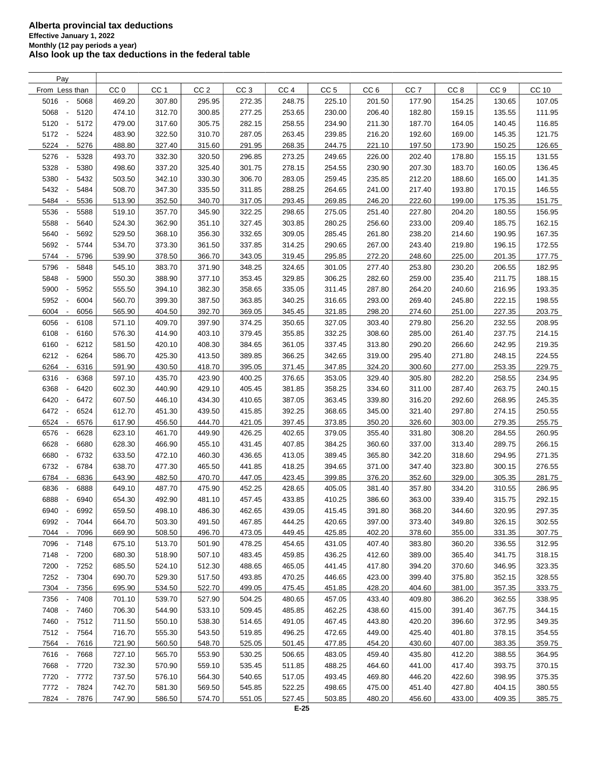# Alberta provincial tax deductions

**Effective January 1, 2022**

**Monthly (12 pay periods a year)**

**Also look up the tax deductions in the federal table**

| Pay From | Less than | CC 0 | CC 1 | CC 2 | CC 3 | CC 4 | CC 5 | CC 6 | CC 7 | CC 8 | CC 9 | CC 10 |
|---|---|---|---|---|---|---|---|---|---|---|---|---|
| 5016 | 5068 | 469.20 | 307.80 | 295.95 | 272.35 | 248.75 | 225.10 | 201.50 | 177.90 | 154.25 | 130.65 | 107.05 |
| 5068 | 5120 | 474.10 | 312.70 | 300.85 | 277.25 | 253.65 | 230.00 | 206.40 | 182.80 | 159.15 | 135.55 | 111.95 |
| 5120 | 5172 | 479.00 | 317.60 | 305.75 | 282.15 | 258.55 | 234.90 | 211.30 | 187.70 | 164.05 | 140.45 | 116.85 |
| 5172 | 5224 | 483.90 | 322.50 | 310.70 | 287.05 | 263.45 | 239.85 | 216.20 | 192.60 | 169.00 | 145.35 | 121.75 |
| 5224 | 5276 | 488.80 | 327.40 | 315.60 | 291.95 | 268.35 | 244.75 | 221.10 | 197.50 | 173.90 | 150.25 | 126.65 |
| 5276 | 5328 | 493.70 | 332.30 | 320.50 | 296.85 | 273.25 | 249.65 | 226.00 | 202.40 | 178.80 | 155.15 | 131.55 |
| 5328 | 5380 | 498.60 | 337.20 | 325.40 | 301.75 | 278.15 | 254.55 | 230.90 | 207.30 | 183.70 | 160.05 | 136.45 |
| 5380 | 5432 | 503.50 | 342.10 | 330.30 | 306.70 | 283.05 | 259.45 | 235.85 | 212.20 | 188.60 | 165.00 | 141.35 |
| 5432 | 5484 | 508.70 | 347.30 | 335.50 | 311.85 | 288.25 | 264.65 | 241.00 | 217.40 | 193.80 | 170.15 | 146.55 |
| 5484 | 5536 | 513.90 | 352.50 | 340.70 | 317.05 | 293.45 | 269.85 | 246.20 | 222.60 | 199.00 | 175.35 | 151.75 |
| 5536 | 5588 | 519.10 | 357.70 | 345.90 | 322.25 | 298.65 | 275.05 | 251.40 | 227.80 | 204.20 | 180.55 | 156.95 |
| 5588 | 5640 | 524.30 | 362.90 | 351.10 | 327.45 | 303.85 | 280.25 | 256.60 | 233.00 | 209.40 | 185.75 | 162.15 |
| 5640 | 5692 | 529.50 | 368.10 | 356.30 | 332.65 | 309.05 | 285.45 | 261.80 | 238.20 | 214.60 | 190.95 | 167.35 |
| 5692 | 5744 | 534.70 | 373.30 | 361.50 | 337.85 | 314.25 | 290.65 | 267.00 | 243.40 | 219.80 | 196.15 | 172.55 |
| 5744 | 5796 | 539.90 | 378.50 | 366.70 | 343.05 | 319.45 | 295.85 | 272.20 | 248.60 | 225.00 | 201.35 | 177.75 |
| 5796 | 5848 | 545.10 | 383.70 | 371.90 | 348.25 | 324.65 | 301.05 | 277.40 | 253.80 | 230.20 | 206.55 | 182.95 |
| 5848 | 5900 | 550.30 | 388.90 | 377.10 | 353.45 | 329.85 | 306.25 | 282.60 | 259.00 | 235.40 | 211.75 | 188.15 |
| 5900 | 5952 | 555.50 | 394.10 | 382.30 | 358.65 | 335.05 | 311.45 | 287.80 | 264.20 | 240.60 | 216.95 | 193.35 |
| 5952 | 6004 | 560.70 | 399.30 | 387.50 | 363.85 | 340.25 | 316.65 | 293.00 | 269.40 | 245.80 | 222.15 | 198.55 |
| 6004 | 6056 | 565.90 | 404.50 | 392.70 | 369.05 | 345.45 | 321.85 | 298.20 | 274.60 | 251.00 | 227.35 | 203.75 |
| 6056 | 6108 | 571.10 | 409.70 | 397.90 | 374.25 | 350.65 | 327.05 | 303.40 | 279.80 | 256.20 | 232.55 | 208.95 |
| 6108 | 6160 | 576.30 | 414.90 | 403.10 | 379.45 | 355.85 | 332.25 | 308.60 | 285.00 | 261.40 | 237.75 | 214.15 |
| 6160 | 6212 | 581.50 | 420.10 | 408.30 | 384.65 | 361.05 | 337.45 | 313.80 | 290.20 | 266.60 | 242.95 | 219.35 |
| 6212 | 6264 | 586.70 | 425.30 | 413.50 | 389.85 | 366.25 | 342.65 | 319.00 | 295.40 | 271.80 | 248.15 | 224.55 |
| 6264 | 6316 | 591.90 | 430.50 | 418.70 | 395.05 | 371.45 | 347.85 | 324.20 | 300.60 | 277.00 | 253.35 | 229.75 |
| 6316 | 6368 | 597.10 | 435.70 | 423.90 | 400.25 | 376.65 | 353.05 | 329.40 | 305.80 | 282.20 | 258.55 | 234.95 |
| 6368 | 6420 | 602.30 | 440.90 | 429.10 | 405.45 | 381.85 | 358.25 | 334.60 | 311.00 | 287.40 | 263.75 | 240.15 |
| 6420 | 6472 | 607.50 | 446.10 | 434.30 | 410.65 | 387.05 | 363.45 | 339.80 | 316.20 | 292.60 | 268.95 | 245.35 |
| 6472 | 6524 | 612.70 | 451.30 | 439.50 | 415.85 | 392.25 | 368.65 | 345.00 | 321.40 | 297.80 | 274.15 | 250.55 |
| 6524 | 6576 | 617.90 | 456.50 | 444.70 | 421.05 | 397.45 | 373.85 | 350.20 | 326.60 | 303.00 | 279.35 | 255.75 |
| 6576 | 6628 | 623.10 | 461.70 | 449.90 | 426.25 | 402.65 | 379.05 | 355.40 | 331.80 | 308.20 | 284.55 | 260.95 |
| 6628 | 6680 | 628.30 | 466.90 | 455.10 | 431.45 | 407.85 | 384.25 | 360.60 | 337.00 | 313.40 | 289.75 | 266.15 |
| 6680 | 6732 | 633.50 | 472.10 | 460.30 | 436.65 | 413.05 | 389.45 | 365.80 | 342.20 | 318.60 | 294.95 | 271.35 |
| 6732 | 6784 | 638.70 | 477.30 | 465.50 | 441.85 | 418.25 | 394.65 | 371.00 | 347.40 | 323.80 | 300.15 | 276.55 |
| 6784 | 6836 | 643.90 | 482.50 | 470.70 | 447.05 | 423.45 | 399.85 | 376.20 | 352.60 | 329.00 | 305.35 | 281.75 |
| 6836 | 6888 | 649.10 | 487.70 | 475.90 | 452.25 | 428.65 | 405.05 | 381.40 | 357.80 | 334.20 | 310.55 | 286.95 |
| 6888 | 6940 | 654.30 | 492.90 | 481.10 | 457.45 | 433.85 | 410.25 | 386.60 | 363.00 | 339.40 | 315.75 | 292.15 |
| 6940 | 6992 | 659.50 | 498.10 | 486.30 | 462.65 | 439.05 | 415.45 | 391.80 | 368.20 | 344.60 | 320.95 | 297.35 |
| 6992 | 7044 | 664.70 | 503.30 | 491.50 | 467.85 | 444.25 | 420.65 | 397.00 | 373.40 | 349.80 | 326.15 | 302.55 |
| 7044 | 7096 | 669.90 | 508.50 | 496.70 | 473.05 | 449.45 | 425.85 | 402.20 | 378.60 | 355.00 | 331.35 | 307.75 |
| 7096 | 7148 | 675.10 | 513.70 | 501.90 | 478.25 | 454.65 | 431.05 | 407.40 | 383.80 | 360.20 | 336.55 | 312.95 |
| 7148 | 7200 | 680.30 | 518.90 | 507.10 | 483.45 | 459.85 | 436.25 | 412.60 | 389.00 | 365.40 | 341.75 | 318.15 |
| 7200 | 7252 | 685.50 | 524.10 | 512.30 | 488.65 | 465.05 | 441.45 | 417.80 | 394.20 | 370.60 | 346.95 | 323.35 |
| 7252 | 7304 | 690.70 | 529.30 | 517.50 | 493.85 | 470.25 | 446.65 | 423.00 | 399.40 | 375.80 | 352.15 | 328.55 |
| 7304 | 7356 | 695.90 | 534.50 | 522.70 | 499.05 | 475.45 | 451.85 | 428.20 | 404.60 | 381.00 | 357.35 | 333.75 |
| 7356 | 7408 | 701.10 | 539.70 | 527.90 | 504.25 | 480.65 | 457.05 | 433.40 | 409.80 | 386.20 | 362.55 | 338.95 |
| 7408 | 7460 | 706.30 | 544.90 | 533.10 | 509.45 | 485.85 | 462.25 | 438.60 | 415.00 | 391.40 | 367.75 | 344.15 |
| 7460 | 7512 | 711.50 | 550.10 | 538.30 | 514.65 | 491.05 | 467.45 | 443.80 | 420.20 | 396.60 | 372.95 | 349.35 |
| 7512 | 7564 | 716.70 | 555.30 | 543.50 | 519.85 | 496.25 | 472.65 | 449.00 | 425.40 | 401.80 | 378.15 | 354.55 |
| 7564 | 7616 | 721.90 | 560.50 | 548.70 | 525.05 | 501.45 | 477.85 | 454.20 | 430.60 | 407.00 | 383.35 | 359.75 |
| 7616 | 7668 | 727.10 | 565.70 | 553.90 | 530.25 | 506.65 | 483.05 | 459.40 | 435.80 | 412.20 | 388.55 | 364.95 |
| 7668 | 7720 | 732.30 | 570.90 | 559.10 | 535.45 | 511.85 | 488.25 | 464.60 | 441.00 | 417.40 | 393.75 | 370.15 |
| 7720 | 7772 | 737.50 | 576.10 | 564.30 | 540.65 | 517.05 | 493.45 | 469.80 | 446.20 | 422.60 | 398.95 | 375.35 |
| 7772 | 7824 | 742.70 | 581.30 | 569.50 | 545.85 | 522.25 | 498.65 | 475.00 | 451.40 | 427.80 | 404.15 | 380.55 |
| 7824 | 7876 | 747.90 | 586.50 | 574.70 | 551.05 | 527.45 | 503.85 | 480.20 | 456.60 | 433.00 | 409.35 | 385.75 |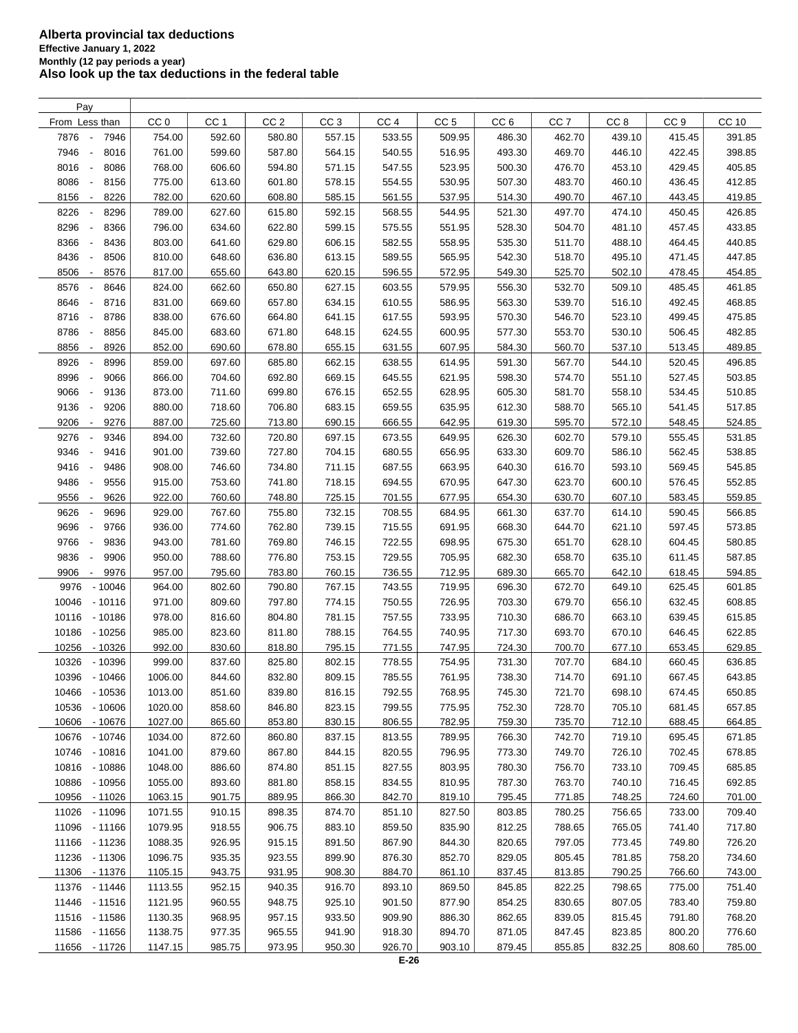# Alberta provincial tax deductions

**Effective January 1, 2022**

**Monthly (12 pay periods a year)**

**Also look up the tax deductions in the federal table**

| Pay | | | | | | | | | | | |
|---|---|---|---|---|---|---|---|---|---|---|---|
| From Less than | CC 0 | CC 1 | CC 2 | CC 3 | CC 4 | CC 5 | CC 6 | CC 7 | CC 8 | CC 9 | CC 10 |
| 7876 - 7946 | 754.00 | 592.60 | 580.80 | 557.15 | 533.55 | 509.95 | 486.30 | 462.70 | 439.10 | 415.45 | 391.85 |
| 7946 - 8016 | 761.00 | 599.60 | 587.80 | 564.15 | 540.55 | 516.95 | 493.30 | 469.70 | 446.10 | 422.45 | 398.85 |
| 8016 - 8086 | 768.00 | 606.60 | 594.80 | 571.15 | 547.55 | 523.95 | 500.30 | 476.70 | 453.10 | 429.45 | 405.85 |
| 8086 - 8156 | 775.00 | 613.60 | 601.80 | 578.15 | 554.55 | 530.95 | 507.30 | 483.70 | 460.10 | 436.45 | 412.85 |
| 8156 - 8226 | 782.00 | 620.60 | 608.80 | 585.15 | 561.55 | 537.95 | 514.30 | 490.70 | 467.10 | 443.45 | 419.85 |
| 8226 - 8296 | 789.00 | 627.60 | 615.80 | 592.15 | 568.55 | 544.95 | 521.30 | 497.70 | 474.10 | 450.45 | 426.85 |
| 8296 - 8366 | 796.00 | 634.60 | 622.80 | 599.15 | 575.55 | 551.95 | 528.30 | 504.70 | 481.10 | 457.45 | 433.85 |
| 8366 - 8436 | 803.00 | 641.60 | 629.80 | 606.15 | 582.55 | 558.95 | 535.30 | 511.70 | 488.10 | 464.45 | 440.85 |
| 8436 - 8506 | 810.00 | 648.60 | 636.80 | 613.15 | 589.55 | 565.95 | 542.30 | 518.70 | 495.10 | 471.45 | 447.85 |
| 8506 - 8576 | 817.00 | 655.60 | 643.80 | 620.15 | 596.55 | 572.95 | 549.30 | 525.70 | 502.10 | 478.45 | 454.85 |
| 8576 - 8646 | 824.00 | 662.60 | 650.80 | 627.15 | 603.55 | 579.95 | 556.30 | 532.70 | 509.10 | 485.45 | 461.85 |
| 8646 - 8716 | 831.00 | 669.60 | 657.80 | 634.15 | 610.55 | 586.95 | 563.30 | 539.70 | 516.10 | 492.45 | 468.85 |
| 8716 - 8786 | 838.00 | 676.60 | 664.80 | 641.15 | 617.55 | 593.95 | 570.30 | 546.70 | 523.10 | 499.45 | 475.85 |
| 8786 - 8856 | 845.00 | 683.60 | 671.80 | 648.15 | 624.55 | 600.95 | 577.30 | 553.70 | 530.10 | 506.45 | 482.85 |
| 8856 - 8926 | 852.00 | 690.60 | 678.80 | 655.15 | 631.55 | 607.95 | 584.30 | 560.70 | 537.10 | 513.45 | 489.85 |
| 8926 - 8996 | 859.00 | 697.60 | 685.80 | 662.15 | 638.55 | 614.95 | 591.30 | 567.70 | 544.10 | 520.45 | 496.85 |
| 8996 - 9066 | 866.00 | 704.60 | 692.80 | 669.15 | 645.55 | 621.95 | 598.30 | 574.70 | 551.10 | 527.45 | 503.85 |
| 9066 - 9136 | 873.00 | 711.60 | 699.80 | 676.15 | 652.55 | 628.95 | 605.30 | 581.70 | 558.10 | 534.45 | 510.85 |
| 9136 - 9206 | 880.00 | 718.60 | 706.80 | 683.15 | 659.55 | 635.95 | 612.30 | 588.70 | 565.10 | 541.45 | 517.85 |
| 9206 - 9276 | 887.00 | 725.60 | 713.80 | 690.15 | 666.55 | 642.95 | 619.30 | 595.70 | 572.10 | 548.45 | 524.85 |
| 9276 - 9346 | 894.00 | 732.60 | 720.80 | 697.15 | 673.55 | 649.95 | 626.30 | 602.70 | 579.10 | 555.45 | 531.85 |
| 9346 - 9416 | 901.00 | 739.60 | 727.80 | 704.15 | 680.55 | 656.95 | 633.30 | 609.70 | 586.10 | 562.45 | 538.85 |
| 9416 - 9486 | 908.00 | 746.60 | 734.80 | 711.15 | 687.55 | 663.95 | 640.30 | 616.70 | 593.10 | 569.45 | 545.85 |
| 9486 - 9556 | 915.00 | 753.60 | 741.80 | 718.15 | 694.55 | 670.95 | 647.30 | 623.70 | 600.10 | 576.45 | 552.85 |
| 9556 - 9626 | 922.00 | 760.60 | 748.80 | 725.15 | 701.55 | 677.95 | 654.30 | 630.70 | 607.10 | 583.45 | 559.85 |
| 9626 - 9696 | 929.00 | 767.60 | 755.80 | 732.15 | 708.55 | 684.95 | 661.30 | 637.70 | 614.10 | 590.45 | 566.85 |
| 9696 - 9766 | 936.00 | 774.60 | 762.80 | 739.15 | 715.55 | 691.95 | 668.30 | 644.70 | 621.10 | 597.45 | 573.85 |
| 9766 - 9836 | 943.00 | 781.60 | 769.80 | 746.15 | 722.55 | 698.95 | 675.30 | 651.70 | 628.10 | 604.45 | 580.85 |
| 9836 - 9906 | 950.00 | 788.60 | 776.80 | 753.15 | 729.55 | 705.95 | 682.30 | 658.70 | 635.10 | 611.45 | 587.85 |
| 9906 - 9976 | 957.00 | 795.60 | 783.80 | 760.15 | 736.55 | 712.95 | 689.30 | 665.70 | 642.10 | 618.45 | 594.85 |
| 9976 - 10046 | 964.00 | 802.60 | 790.80 | 767.15 | 743.55 | 719.95 | 696.30 | 672.70 | 649.10 | 625.45 | 601.85 |
| 10046 - 10116 | 971.00 | 809.60 | 797.80 | 774.15 | 750.55 | 726.95 | 703.30 | 679.70 | 656.10 | 632.45 | 608.85 |
| 10116 - 10186 | 978.00 | 816.60 | 804.80 | 781.15 | 757.55 | 733.95 | 710.30 | 686.70 | 663.10 | 639.45 | 615.85 |
| 10186 - 10256 | 985.00 | 823.60 | 811.80 | 788.15 | 764.55 | 740.95 | 717.30 | 693.70 | 670.10 | 646.45 | 622.85 |
| 10256 - 10326 | 992.00 | 830.60 | 818.80 | 795.15 | 771.55 | 747.95 | 724.30 | 700.70 | 677.10 | 653.45 | 629.85 |
| 10326 - 10396 | 999.00 | 837.60 | 825.80 | 802.15 | 778.55 | 754.95 | 731.30 | 707.70 | 684.10 | 660.45 | 636.85 |
| 10396 - 10466 | 1006.00 | 844.60 | 832.80 | 809.15 | 785.55 | 761.95 | 738.30 | 714.70 | 691.10 | 667.45 | 643.85 |
| 10466 - 10536 | 1013.00 | 851.60 | 839.80 | 816.15 | 792.55 | 768.95 | 745.30 | 721.70 | 698.10 | 674.45 | 650.85 |
| 10536 - 10606 | 1020.00 | 858.60 | 846.80 | 823.15 | 799.55 | 775.95 | 752.30 | 728.70 | 705.10 | 681.45 | 657.85 |
| 10606 - 10676 | 1027.00 | 865.60 | 853.80 | 830.15 | 806.55 | 782.95 | 759.30 | 735.70 | 712.10 | 688.45 | 664.85 |
| 10676 - 10746 | 1034.00 | 872.60 | 860.80 | 837.15 | 813.55 | 789.95 | 766.30 | 742.70 | 719.10 | 695.45 | 671.85 |
| 10746 - 10816 | 1041.00 | 879.60 | 867.80 | 844.15 | 820.55 | 796.95 | 773.30 | 749.70 | 726.10 | 702.45 | 678.85 |
| 10816 - 10886 | 1048.00 | 886.60 | 874.80 | 851.15 | 827.55 | 803.95 | 780.30 | 756.70 | 733.10 | 709.45 | 685.85 |
| 10886 - 10956 | 1055.00 | 893.60 | 881.80 | 858.15 | 834.55 | 810.95 | 787.30 | 763.70 | 740.10 | 716.45 | 692.85 |
| 10956 - 11026 | 1063.15 | 901.75 | 889.95 | 866.30 | 842.70 | 819.10 | 795.45 | 771.85 | 748.25 | 724.60 | 701.00 |
| 11026 - 11096 | 1071.55 | 910.15 | 898.35 | 874.70 | 851.10 | 827.50 | 803.85 | 780.25 | 756.65 | 733.00 | 709.40 |
| 11096 - 11166 | 1079.95 | 918.55 | 906.75 | 883.10 | 859.50 | 835.90 | 812.25 | 788.65 | 765.05 | 741.40 | 717.80 |
| 11166 - 11236 | 1088.35 | 926.95 | 915.15 | 891.50 | 867.90 | 844.30 | 820.65 | 797.05 | 773.45 | 749.80 | 726.20 |
| 11236 - 11306 | 1096.75 | 935.35 | 923.55 | 899.90 | 876.30 | 852.70 | 829.05 | 805.45 | 781.85 | 758.20 | 734.60 |
| 11306 - 11376 | 1105.15 | 943.75 | 931.95 | 908.30 | 884.70 | 861.10 | 837.45 | 813.85 | 790.25 | 766.60 | 743.00 |
| 11376 - 11446 | 1113.55 | 952.15 | 940.35 | 916.70 | 893.10 | 869.50 | 845.85 | 822.25 | 798.65 | 775.00 | 751.40 |
| 11446 - 11516 | 1121.95 | 960.55 | 948.75 | 925.10 | 901.50 | 877.90 | 854.25 | 830.65 | 807.05 | 783.40 | 759.80 |
| 11516 - 11586 | 1130.35 | 968.95 | 957.15 | 933.50 | 909.90 | 886.30 | 862.65 | 839.05 | 815.45 | 791.80 | 768.20 |
| 11586 - 11656 | 1138.75 | 977.35 | 965.55 | 941.90 | 918.30 | 894.70 | 871.05 | 847.45 | 823.85 | 800.20 | 776.60 |
| 11656 - 11726 | 1147.15 | 985.75 | 973.95 | 950.30 | 926.70 | 903.10 | 879.45 | 855.85 | 832.25 | 808.60 | 785.00 |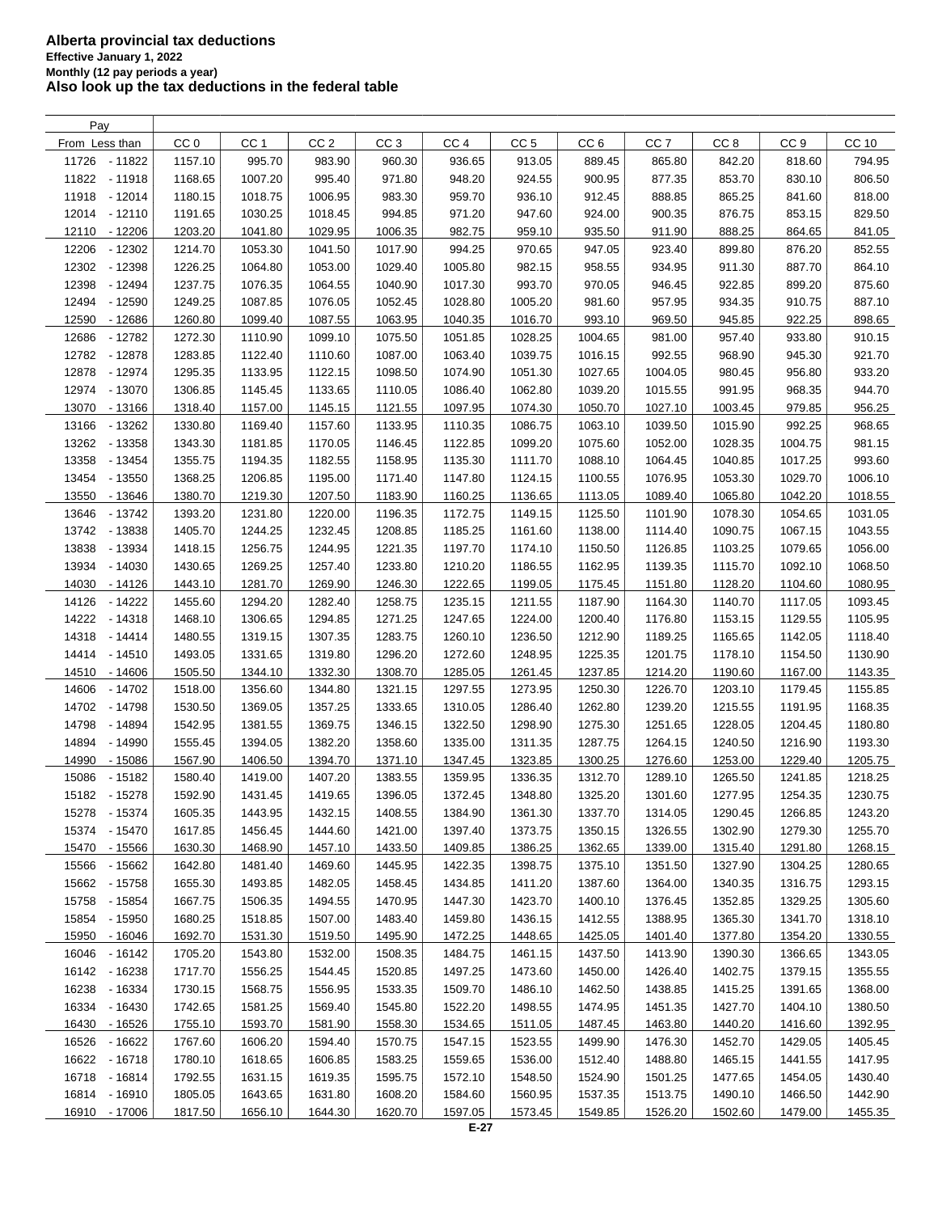# Alberta provincial tax deductions

**Effective January 1, 2022**

**Monthly (12 pay periods a year)**

**Also look up the tax deductions in the federal table**

| Pay From | Less than | CC 0 | CC 1 | CC 2 | CC 3 | CC 4 | CC 5 | CC 6 | CC 7 | CC 8 | CC 9 | CC 10 |
|---|---|---|---|---|---|---|---|---|---|---|---|---|
| 11726 | - 11822 | 1157.10 | 995.70 | 983.90 | 960.30 | 936.65 | 913.05 | 889.45 | 865.80 | 842.20 | 818.60 | 794.95 |
| 11822 | - 11918 | 1168.65 | 1007.20 | 995.40 | 971.80 | 948.20 | 924.55 | 900.95 | 877.35 | 853.70 | 830.10 | 806.50 |
| 11918 | - 12014 | 1180.15 | 1018.75 | 1006.95 | 983.30 | 959.70 | 936.10 | 912.45 | 888.85 | 865.25 | 841.60 | 818.00 |
| 12014 | - 12110 | 1191.65 | 1030.25 | 1018.45 | 994.85 | 971.20 | 947.60 | 924.00 | 900.35 | 876.75 | 853.15 | 829.50 |
| 12110 | - 12206 | 1203.20 | 1041.80 | 1029.95 | 1006.35 | 982.75 | 959.10 | 935.50 | 911.90 | 888.25 | 864.65 | 841.05 |
| 12206 | - 12302 | 1214.70 | 1053.30 | 1041.50 | 1017.90 | 994.25 | 970.65 | 947.05 | 923.40 | 899.80 | 876.20 | 852.55 |
| 12302 | - 12398 | 1226.25 | 1064.80 | 1053.00 | 1029.40 | 1005.80 | 982.15 | 958.55 | 934.95 | 911.30 | 887.70 | 864.10 |
| 12398 | - 12494 | 1237.75 | 1076.35 | 1064.55 | 1040.90 | 1017.30 | 993.70 | 970.05 | 946.45 | 922.85 | 899.20 | 875.60 |
| 12494 | - 12590 | 1249.25 | 1087.85 | 1076.05 | 1052.45 | 1028.80 | 1005.20 | 981.60 | 957.95 | 934.35 | 910.75 | 887.10 |
| 12590 | - 12686 | 1260.80 | 1099.40 | 1087.55 | 1063.95 | 1040.35 | 1016.70 | 993.10 | 969.50 | 945.85 | 922.25 | 898.65 |
| 12686 | - 12782 | 1272.30 | 1110.90 | 1099.10 | 1075.50 | 1051.85 | 1028.25 | 1004.65 | 981.00 | 957.40 | 933.80 | 910.15 |
| 12782 | - 12878 | 1283.85 | 1122.40 | 1110.60 | 1087.00 | 1063.40 | 1039.75 | 1016.15 | 992.55 | 968.90 | 945.30 | 921.70 |
| 12878 | - 12974 | 1295.35 | 1133.95 | 1122.15 | 1098.50 | 1074.90 | 1051.30 | 1027.65 | 1004.05 | 980.45 | 956.80 | 933.20 |
| 12974 | - 13070 | 1306.85 | 1145.45 | 1133.65 | 1110.05 | 1086.40 | 1062.80 | 1039.20 | 1015.55 | 991.95 | 968.35 | 944.70 |
| 13070 | - 13166 | 1318.40 | 1157.00 | 1145.15 | 1121.55 | 1097.95 | 1074.30 | 1050.70 | 1027.10 | 1003.45 | 979.85 | 956.25 |
| 13166 | - 13262 | 1330.80 | 1169.40 | 1157.60 | 1133.95 | 1110.35 | 1086.75 | 1063.10 | 1039.50 | 1015.90 | 992.25 | 968.65 |
| 13262 | - 13358 | 1343.30 | 1181.85 | 1170.05 | 1146.45 | 1122.85 | 1099.20 | 1075.60 | 1052.00 | 1028.35 | 1004.75 | 981.15 |
| 13358 | - 13454 | 1355.75 | 1194.35 | 1182.55 | 1158.95 | 1135.30 | 1111.70 | 1088.10 | 1064.45 | 1040.85 | 1017.25 | 993.60 |
| 13454 | - 13550 | 1368.25 | 1206.85 | 1195.00 | 1171.40 | 1147.80 | 1124.15 | 1100.55 | 1076.95 | 1053.30 | 1029.70 | 1006.10 |
| 13550 | - 13646 | 1380.70 | 1219.30 | 1207.50 | 1183.90 | 1160.25 | 1136.65 | 1113.05 | 1089.40 | 1065.80 | 1042.20 | 1018.55 |
| 13646 | - 13742 | 1393.20 | 1231.80 | 1220.00 | 1196.35 | 1172.75 | 1149.15 | 1125.50 | 1101.90 | 1078.30 | 1054.65 | 1031.05 |
| 13742 | - 13838 | 1405.70 | 1244.25 | 1232.45 | 1208.85 | 1185.25 | 1161.60 | 1138.00 | 1114.40 | 1090.75 | 1067.15 | 1043.55 |
| 13838 | - 13934 | 1418.15 | 1256.75 | 1244.95 | 1221.35 | 1197.70 | 1174.10 | 1150.50 | 1126.85 | 1103.25 | 1079.65 | 1056.00 |
| 13934 | - 14030 | 1430.65 | 1269.25 | 1257.40 | 1233.80 | 1210.20 | 1186.55 | 1162.95 | 1139.35 | 1115.70 | 1092.10 | 1068.50 |
| 14030 | - 14126 | 1443.10 | 1281.70 | 1269.90 | 1246.30 | 1222.65 | 1199.05 | 1175.45 | 1151.80 | 1128.20 | 1104.60 | 1080.95 |
| 14126 | - 14222 | 1455.60 | 1294.20 | 1282.40 | 1258.75 | 1235.15 | 1211.55 | 1187.90 | 1164.30 | 1140.70 | 1117.05 | 1093.45 |
| 14222 | - 14318 | 1468.10 | 1306.65 | 1294.85 | 1271.25 | 1247.65 | 1224.00 | 1200.40 | 1176.80 | 1153.15 | 1129.55 | 1105.95 |
| 14318 | - 14414 | 1480.55 | 1319.15 | 1307.35 | 1283.75 | 1260.10 | 1236.50 | 1212.90 | 1189.25 | 1165.65 | 1142.05 | 1118.40 |
| 14414 | - 14510 | 1493.05 | 1331.65 | 1319.80 | 1296.20 | 1272.60 | 1248.95 | 1225.35 | 1201.75 | 1178.10 | 1154.50 | 1130.90 |
| 14510 | - 14606 | 1505.50 | 1344.10 | 1332.30 | 1308.70 | 1285.05 | 1261.45 | 1237.85 | 1214.20 | 1190.60 | 1167.00 | 1143.35 |
| 14606 | - 14702 | 1518.00 | 1356.60 | 1344.80 | 1321.15 | 1297.55 | 1273.95 | 1250.30 | 1226.70 | 1203.10 | 1179.45 | 1155.85 |
| 14702 | - 14798 | 1530.50 | 1369.05 | 1357.25 | 1333.65 | 1310.05 | 1286.40 | 1262.80 | 1239.20 | 1215.55 | 1191.95 | 1168.35 |
| 14798 | - 14894 | 1542.95 | 1381.55 | 1369.75 | 1346.15 | 1322.50 | 1298.90 | 1275.30 | 1251.65 | 1228.05 | 1204.45 | 1180.80 |
| 14894 | - 14990 | 1555.45 | 1394.05 | 1382.20 | 1358.60 | 1335.00 | 1311.35 | 1287.75 | 1264.15 | 1240.50 | 1216.90 | 1193.30 |
| 14990 | - 15086 | 1567.90 | 1406.50 | 1394.70 | 1371.10 | 1347.45 | 1323.85 | 1300.25 | 1276.60 | 1253.00 | 1229.40 | 1205.75 |
| 15086 | - 15182 | 1580.40 | 1419.00 | 1407.20 | 1383.55 | 1359.95 | 1336.35 | 1312.70 | 1289.10 | 1265.50 | 1241.85 | 1218.25 |
| 15182 | - 15278 | 1592.90 | 1431.45 | 1419.65 | 1396.05 | 1372.45 | 1348.80 | 1325.20 | 1301.60 | 1277.95 | 1254.35 | 1230.75 |
| 15278 | - 15374 | 1605.35 | 1443.95 | 1432.15 | 1408.55 | 1384.90 | 1361.30 | 1337.70 | 1314.05 | 1290.45 | 1266.85 | 1243.20 |
| 15374 | - 15470 | 1617.85 | 1456.45 | 1444.60 | 1421.00 | 1397.40 | 1373.75 | 1350.15 | 1326.55 | 1302.90 | 1279.30 | 1255.70 |
| 15470 | - 15566 | 1630.30 | 1468.90 | 1457.10 | 1433.50 | 1409.85 | 1386.25 | 1362.65 | 1339.00 | 1315.40 | 1291.80 | 1268.15 |
| 15566 | - 15662 | 1642.80 | 1481.40 | 1469.60 | 1445.95 | 1422.35 | 1398.75 | 1375.10 | 1351.50 | 1327.90 | 1304.25 | 1280.65 |
| 15662 | - 15758 | 1655.30 | 1493.85 | 1482.05 | 1458.45 | 1434.85 | 1411.20 | 1387.60 | 1364.00 | 1340.35 | 1316.75 | 1293.15 |
| 15758 | - 15854 | 1667.75 | 1506.35 | 1494.55 | 1470.95 | 1447.30 | 1423.70 | 1400.10 | 1376.45 | 1352.85 | 1329.25 | 1305.60 |
| 15854 | - 15950 | 1680.25 | 1518.85 | 1507.00 | 1483.40 | 1459.80 | 1436.15 | 1412.55 | 1388.95 | 1365.30 | 1341.70 | 1318.10 |
| 15950 | - 16046 | 1692.70 | 1531.30 | 1519.50 | 1495.90 | 1472.25 | 1448.65 | 1425.05 | 1401.40 | 1377.80 | 1354.20 | 1330.55 |
| 16046 | - 16142 | 1705.20 | 1543.80 | 1532.00 | 1508.35 | 1484.75 | 1461.15 | 1437.50 | 1413.90 | 1390.30 | 1366.65 | 1343.05 |
| 16142 | - 16238 | 1717.70 | 1556.25 | 1544.45 | 1520.85 | 1497.25 | 1473.60 | 1450.00 | 1426.40 | 1402.75 | 1379.15 | 1355.55 |
| 16238 | - 16334 | 1730.15 | 1568.75 | 1556.95 | 1533.35 | 1509.70 | 1486.10 | 1462.50 | 1438.85 | 1415.25 | 1391.65 | 1368.00 |
| 16334 | - 16430 | 1742.65 | 1581.25 | 1569.40 | 1545.80 | 1522.20 | 1498.55 | 1474.95 | 1451.35 | 1427.70 | 1404.10 | 1380.50 |
| 16430 | - 16526 | 1755.10 | 1593.70 | 1581.90 | 1558.30 | 1534.65 | 1511.05 | 1487.45 | 1463.80 | 1440.20 | 1416.60 | 1392.95 |
| 16526 | - 16622 | 1767.60 | 1606.20 | 1594.40 | 1570.75 | 1547.15 | 1523.55 | 1499.90 | 1476.30 | 1452.70 | 1429.05 | 1405.45 |
| 16622 | - 16718 | 1780.10 | 1618.65 | 1606.85 | 1583.25 | 1559.65 | 1536.00 | 1512.40 | 1488.80 | 1465.15 | 1441.55 | 1417.95 |
| 16718 | - 16814 | 1792.55 | 1631.15 | 1619.35 | 1595.75 | 1572.10 | 1548.50 | 1524.90 | 1501.25 | 1477.65 | 1454.05 | 1430.40 |
| 16814 | - 16910 | 1805.05 | 1643.65 | 1631.80 | 1608.20 | 1584.60 | 1560.95 | 1537.35 | 1513.75 | 1490.10 | 1466.50 | 1442.90 |
| 16910 | - 17006 | 1817.50 | 1656.10 | 1644.30 | 1620.70 | 1597.05 | 1573.45 | 1549.85 | 1526.20 | 1502.60 | 1479.00 | 1455.35 |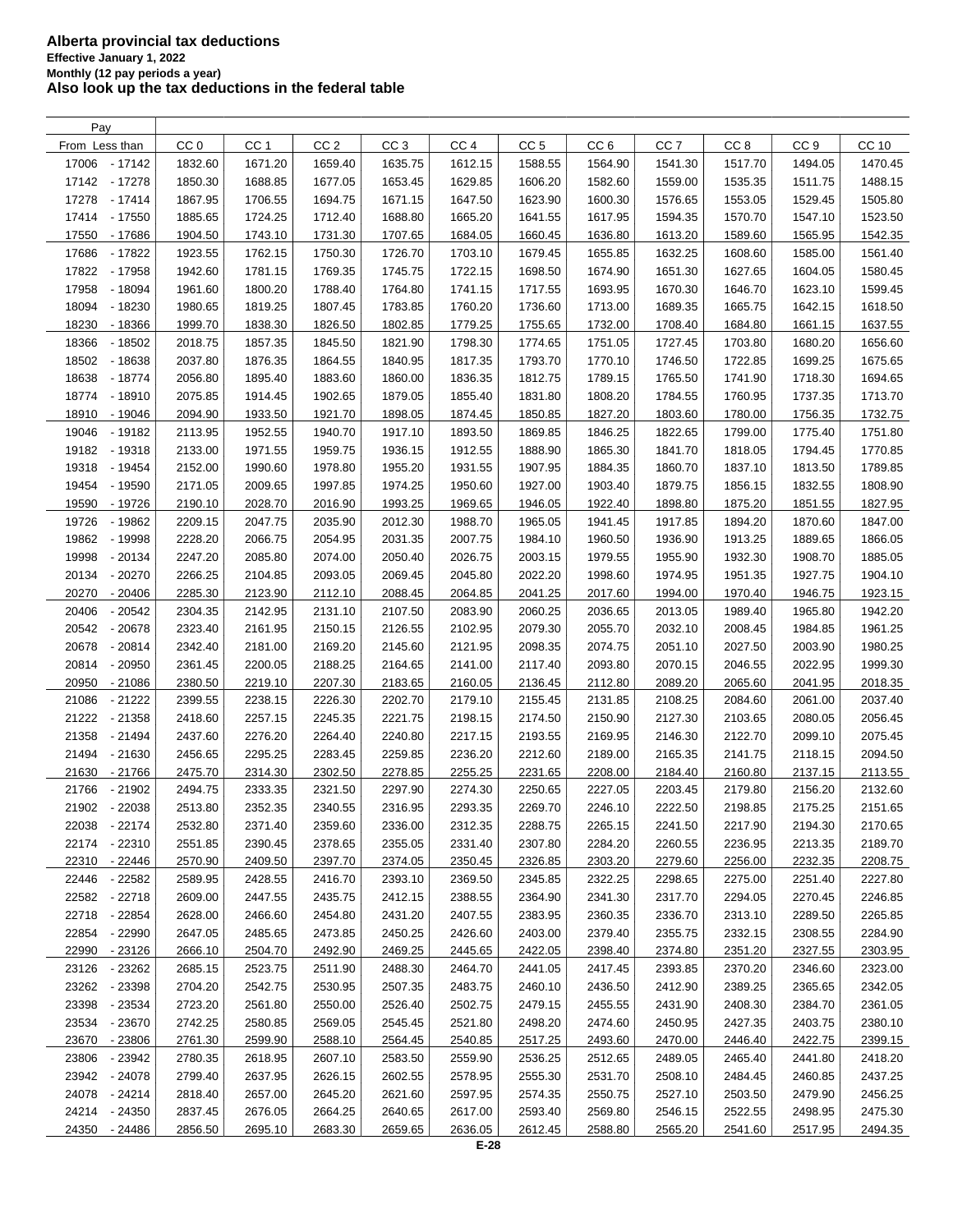**Alberta provincial tax deductions**
**Effective January 1, 2022**
**Monthly (12 pay periods a year)**
**Also look up the tax deductions in the federal table**

| Pay From Less than | CC 0 | CC 1 | CC 2 | CC 3 | CC 4 | CC 5 | CC 6 | CC 7 | CC 8 | CC 9 | CC 10 |
|---|---|---|---|---|---|---|---|---|---|---|---|
| 17006 - 17142 | 1832.60 | 1671.20 | 1659.40 | 1635.75 | 1612.15 | 1588.55 | 1564.90 | 1541.30 | 1517.70 | 1494.05 | 1470.45 |
| 17142 - 17278 | 1850.30 | 1688.85 | 1677.05 | 1653.45 | 1629.85 | 1606.20 | 1582.60 | 1559.00 | 1535.35 | 1511.75 | 1488.15 |
| 17278 - 17414 | 1867.95 | 1706.55 | 1694.75 | 1671.15 | 1647.50 | 1623.90 | 1600.30 | 1576.65 | 1553.05 | 1529.45 | 1505.80 |
| 17414 - 17550 | 1885.65 | 1724.25 | 1712.40 | 1688.80 | 1665.20 | 1641.55 | 1617.95 | 1594.35 | 1570.70 | 1547.10 | 1523.50 |
| 17550 - 17686 | 1904.50 | 1743.10 | 1731.30 | 1707.65 | 1684.05 | 1660.45 | 1636.80 | 1613.20 | 1589.60 | 1565.95 | 1542.35 |
| 17686 - 17822 | 1923.55 | 1762.15 | 1750.30 | 1726.70 | 1703.10 | 1679.45 | 1655.85 | 1632.25 | 1608.60 | 1585.00 | 1561.40 |
| 17822 - 17958 | 1942.60 | 1781.15 | 1769.35 | 1745.75 | 1722.15 | 1698.50 | 1674.90 | 1651.30 | 1627.65 | 1604.05 | 1580.45 |
| 17958 - 18094 | 1961.60 | 1800.20 | 1788.40 | 1764.80 | 1741.15 | 1717.55 | 1693.95 | 1670.30 | 1646.70 | 1623.10 | 1599.45 |
| 18094 - 18230 | 1980.65 | 1819.25 | 1807.45 | 1783.85 | 1760.20 | 1736.60 | 1713.00 | 1689.35 | 1665.75 | 1642.15 | 1618.50 |
| 18230 - 18366 | 1999.70 | 1838.30 | 1826.50 | 1802.85 | 1779.25 | 1755.65 | 1732.00 | 1708.40 | 1684.80 | 1661.15 | 1637.55 |
| 18366 - 18502 | 2018.75 | 1857.35 | 1845.50 | 1821.90 | 1798.30 | 1774.65 | 1751.05 | 1727.45 | 1703.80 | 1680.20 | 1656.60 |
| 18502 - 18638 | 2037.80 | 1876.35 | 1864.55 | 1840.95 | 1817.35 | 1793.70 | 1770.10 | 1746.50 | 1722.85 | 1699.25 | 1675.65 |
| 18638 - 18774 | 2056.80 | 1895.40 | 1883.60 | 1860.00 | 1836.35 | 1812.75 | 1789.15 | 1765.50 | 1741.90 | 1718.30 | 1694.65 |
| 18774 - 18910 | 2075.85 | 1914.45 | 1902.65 | 1879.05 | 1855.40 | 1831.80 | 1808.20 | 1784.55 | 1760.95 | 1737.35 | 1713.70 |
| 18910 - 19046 | 2094.90 | 1933.50 | 1921.70 | 1898.05 | 1874.45 | 1850.85 | 1827.20 | 1803.60 | 1780.00 | 1756.35 | 1732.75 |
| 19046 - 19182 | 2113.95 | 1952.55 | 1940.70 | 1917.10 | 1893.50 | 1869.85 | 1846.25 | 1822.65 | 1799.00 | 1775.40 | 1751.80 |
| 19182 - 19318 | 2133.00 | 1971.55 | 1959.75 | 1936.15 | 1912.55 | 1888.90 | 1865.30 | 1841.70 | 1818.05 | 1794.45 | 1770.85 |
| 19318 - 19454 | 2152.00 | 1990.60 | 1978.80 | 1955.20 | 1931.55 | 1907.95 | 1884.35 | 1860.70 | 1837.10 | 1813.50 | 1789.85 |
| 19454 - 19590 | 2171.05 | 2009.65 | 1997.85 | 1974.25 | 1950.60 | 1927.00 | 1903.40 | 1879.75 | 1856.15 | 1832.55 | 1808.90 |
| 19590 - 19726 | 2190.10 | 2028.70 | 2016.90 | 1993.25 | 1969.65 | 1946.05 | 1922.40 | 1898.80 | 1875.20 | 1851.55 | 1827.95 |
| 19726 - 19862 | 2209.15 | 2047.75 | 2035.90 | 2012.30 | 1988.70 | 1965.05 | 1941.45 | 1917.85 | 1894.20 | 1870.60 | 1847.00 |
| 19862 - 19998 | 2228.20 | 2066.75 | 2054.95 | 2031.35 | 2007.75 | 1984.10 | 1960.50 | 1936.90 | 1913.25 | 1889.65 | 1866.05 |
| 19998 - 20134 | 2247.20 | 2085.80 | 2074.00 | 2050.40 | 2026.75 | 2003.15 | 1979.55 | 1955.90 | 1932.30 | 1908.70 | 1885.05 |
| 20134 - 20270 | 2266.25 | 2104.85 | 2093.05 | 2069.45 | 2045.80 | 2022.20 | 1998.60 | 1974.95 | 1951.35 | 1927.75 | 1904.10 |
| 20270 - 20406 | 2285.30 | 2123.90 | 2112.10 | 2088.45 | 2064.85 | 2041.25 | 2017.60 | 1994.00 | 1970.40 | 1946.75 | 1923.15 |
| 20406 - 20542 | 2304.35 | 2142.95 | 2131.10 | 2107.50 | 2083.90 | 2060.25 | 2036.65 | 2013.05 | 1989.40 | 1965.80 | 1942.20 |
| 20542 - 20678 | 2323.40 | 2161.95 | 2150.15 | 2126.55 | 2102.95 | 2079.30 | 2055.70 | 2032.10 | 2008.45 | 1984.85 | 1961.25 |
| 20678 - 20814 | 2342.40 | 2181.00 | 2169.20 | 2145.60 | 2121.95 | 2098.35 | 2074.75 | 2051.10 | 2027.50 | 2003.90 | 1980.25 |
| 20814 - 20950 | 2361.45 | 2200.05 | 2188.25 | 2164.65 | 2141.00 | 2117.40 | 2093.80 | 2070.15 | 2046.55 | 2022.95 | 1999.30 |
| 20950 - 21086 | 2380.50 | 2219.10 | 2207.30 | 2183.65 | 2160.05 | 2136.45 | 2112.80 | 2089.20 | 2065.60 | 2041.95 | 2018.35 |
| 21086 - 21222 | 2399.55 | 2238.15 | 2226.30 | 2202.70 | 2179.10 | 2155.45 | 2131.85 | 2108.25 | 2084.60 | 2061.00 | 2037.40 |
| 21222 - 21358 | 2418.60 | 2257.15 | 2245.35 | 2221.75 | 2198.15 | 2174.50 | 2150.90 | 2127.30 | 2103.65 | 2080.05 | 2056.45 |
| 21358 - 21494 | 2437.60 | 2276.20 | 2264.40 | 2240.80 | 2217.15 | 2193.55 | 2169.95 | 2146.30 | 2122.70 | 2099.10 | 2075.45 |
| 21494 - 21630 | 2456.65 | 2295.25 | 2283.45 | 2259.85 | 2236.20 | 2212.60 | 2189.00 | 2165.35 | 2141.75 | 2118.15 | 2094.50 |
| 21630 - 21766 | 2475.70 | 2314.30 | 2302.50 | 2278.85 | 2255.25 | 2231.65 | 2208.00 | 2184.40 | 2160.80 | 2137.15 | 2113.55 |
| 21766 - 21902 | 2494.75 | 2333.35 | 2321.50 | 2297.90 | 2274.30 | 2250.65 | 2227.05 | 2203.45 | 2179.80 | 2156.20 | 2132.60 |
| 21902 - 22038 | 2513.80 | 2352.35 | 2340.55 | 2316.95 | 2293.35 | 2269.70 | 2246.10 | 2222.50 | 2198.85 | 2175.25 | 2151.65 |
| 22038 - 22174 | 2532.80 | 2371.40 | 2359.60 | 2336.00 | 2312.35 | 2288.75 | 2265.15 | 2241.50 | 2217.90 | 2194.30 | 2170.65 |
| 22174 - 22310 | 2551.85 | 2390.45 | 2378.65 | 2355.05 | 2331.40 | 2307.80 | 2284.20 | 2260.55 | 2236.95 | 2213.35 | 2189.70 |
| 22310 - 22446 | 2570.90 | 2409.50 | 2397.70 | 2374.05 | 2350.45 | 2326.85 | 2303.20 | 2279.60 | 2256.00 | 2232.35 | 2208.75 |
| 22446 - 22582 | 2589.95 | 2428.55 | 2416.70 | 2393.10 | 2369.50 | 2345.85 | 2322.25 | 2298.65 | 2275.00 | 2251.40 | 2227.80 |
| 22582 - 22718 | 2609.00 | 2447.55 | 2435.75 | 2412.15 | 2388.55 | 2364.90 | 2341.30 | 2317.70 | 2294.05 | 2270.45 | 2246.85 |
| 22718 - 22854 | 2628.00 | 2466.60 | 2454.80 | 2431.20 | 2407.55 | 2383.95 | 2360.35 | 2336.70 | 2313.10 | 2289.50 | 2265.85 |
| 22854 - 22990 | 2647.05 | 2485.65 | 2473.85 | 2450.25 | 2426.60 | 2403.00 | 2379.40 | 2355.75 | 2332.15 | 2308.55 | 2284.90 |
| 22990 - 23126 | 2666.10 | 2504.70 | 2492.90 | 2469.25 | 2445.65 | 2422.05 | 2398.40 | 2374.80 | 2351.20 | 2327.55 | 2303.95 |
| 23126 - 23262 | 2685.15 | 2523.75 | 2511.90 | 2488.30 | 2464.70 | 2441.05 | 2417.45 | 2393.85 | 2370.20 | 2346.60 | 2323.00 |
| 23262 - 23398 | 2704.20 | 2542.75 | 2530.95 | 2507.35 | 2483.75 | 2460.10 | 2436.50 | 2412.90 | 2389.25 | 2365.65 | 2342.05 |
| 23398 - 23534 | 2723.20 | 2561.80 | 2550.00 | 2526.40 | 2502.75 | 2479.15 | 2455.55 | 2431.90 | 2408.30 | 2384.70 | 2361.05 |
| 23534 - 23670 | 2742.25 | 2580.85 | 2569.05 | 2545.45 | 2521.80 | 2498.20 | 2474.60 | 2450.95 | 2427.35 | 2403.75 | 2380.10 |
| 23670 - 23806 | 2761.30 | 2599.90 | 2588.10 | 2564.45 | 2540.85 | 2517.25 | 2493.60 | 2470.00 | 2446.40 | 2422.75 | 2399.15 |
| 23806 - 23942 | 2780.35 | 2618.95 | 2607.10 | 2583.50 | 2559.90 | 2536.25 | 2512.65 | 2489.05 | 2465.40 | 2441.80 | 2418.20 |
| 23942 - 24078 | 2799.40 | 2637.95 | 2626.15 | 2602.55 | 2578.95 | 2555.30 | 2531.70 | 2508.10 | 2484.45 | 2460.85 | 2437.25 |
| 24078 - 24214 | 2818.40 | 2657.00 | 2645.20 | 2621.60 | 2597.95 | 2574.35 | 2550.75 | 2527.10 | 2503.50 | 2479.90 | 2456.25 |
| 24214 - 24350 | 2837.45 | 2676.05 | 2664.25 | 2640.65 | 2617.00 | 2593.40 | 2569.80 | 2546.15 | 2522.55 | 2498.95 | 2475.30 |
| 24350 - 24486 | 2856.50 | 2695.10 | 2683.30 | 2659.65 | 2636.05 | 2612.45 | 2588.80 | 2565.20 | 2541.60 | 2517.95 | 2494.35 |